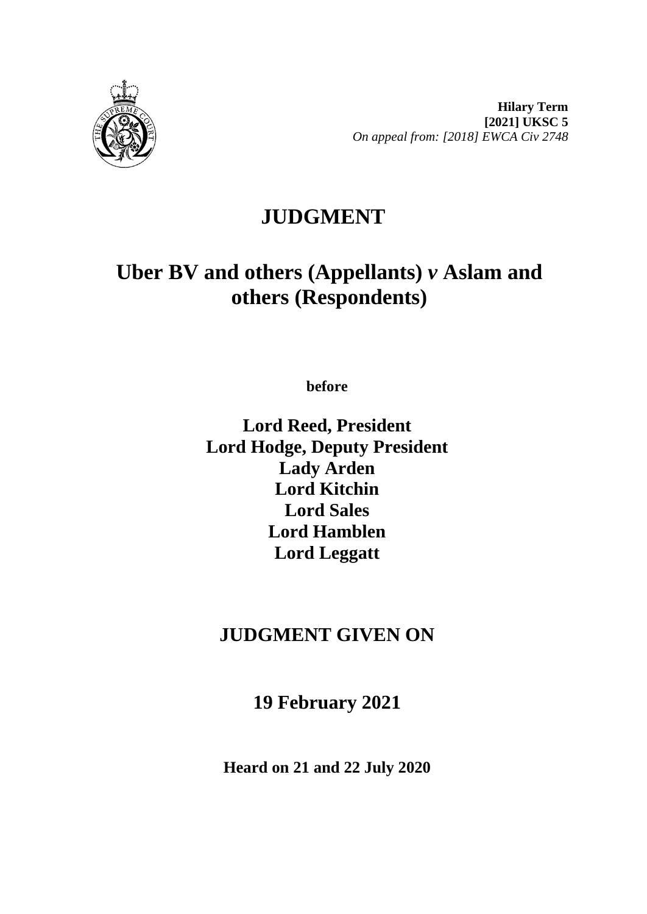**Hilary Term**
**[2021] UKSC 5**
*On appeal from: [2018] EWCA Civ 2748*

# JUDGMENT

## Uber BV and others (Appellants) *v* Aslam and others (Respondents)

**before**

**Lord Reed, President**
**Lord Hodge, Deputy President**
**Lady Arden**
**Lord Kitchin**
**Lord Sales**
**Lord Hamblen**
**Lord Leggatt**

## JUDGMENT GIVEN ON

## 19 February 2021

**Heard on 21 and 22 July 2020**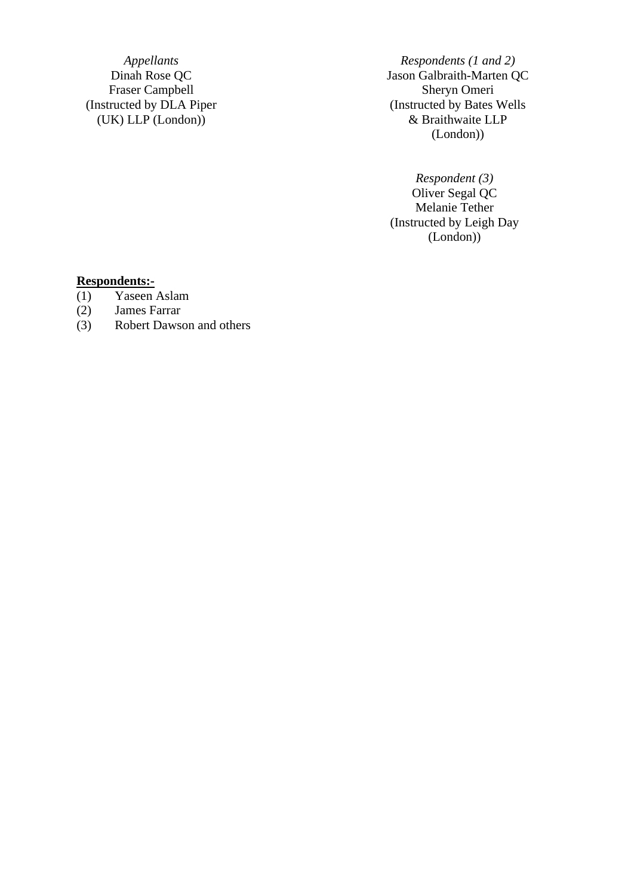| *Appellants* | *Respondents (1 and 2)* |
| --- | --- |
| Dinah Rose QC | Jason Galbraith-Marten QC |
| Fraser Campbell | Sheryn Omeri |
| (Instructed by DLA Piper (UK) LLP (London)) | (Instructed by Bates Wells & Braithwaite LLP (London)) |

*Respondent (3)*
Oliver Segal QC
Melanie Tether
(Instructed by Leigh Day (London))

**Respondents:-**

(1) Yaseen Aslam
(2) James Farrar
(3) Robert Dawson and others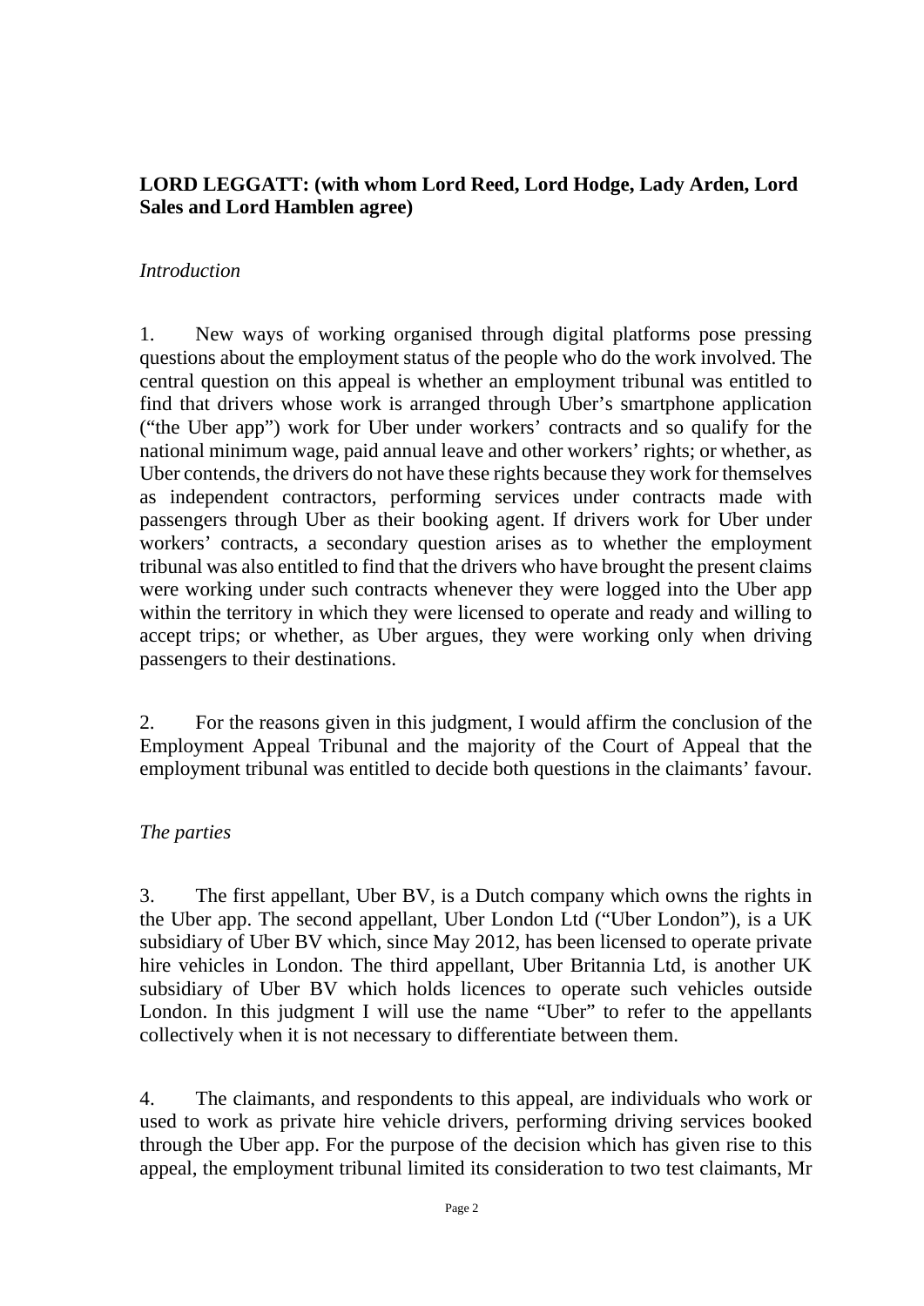**LORD LEGGATT: (with whom Lord Reed, Lord Hodge, Lady Arden, Lord Sales and Lord Hamblen agree)**

*Introduction*

1. New ways of working organised through digital platforms pose pressing questions about the employment status of the people who do the work involved. The central question on this appeal is whether an employment tribunal was entitled to find that drivers whose work is arranged through Uber's smartphone application ("the Uber app") work for Uber under workers' contracts and so qualify for the national minimum wage, paid annual leave and other workers' rights; or whether, as Uber contends, the drivers do not have these rights because they work for themselves as independent contractors, performing services under contracts made with passengers through Uber as their booking agent. If drivers work for Uber under workers' contracts, a secondary question arises as to whether the employment tribunal was also entitled to find that the drivers who have brought the present claims were working under such contracts whenever they were logged into the Uber app within the territory in which they were licensed to operate and ready and willing to accept trips; or whether, as Uber argues, they were working only when driving passengers to their destinations.

2. For the reasons given in this judgment, I would affirm the conclusion of the Employment Appeal Tribunal and the majority of the Court of Appeal that the employment tribunal was entitled to decide both questions in the claimants' favour.

*The parties*

3. The first appellant, Uber BV, is a Dutch company which owns the rights in the Uber app. The second appellant, Uber London Ltd ("Uber London"), is a UK subsidiary of Uber BV which, since May 2012, has been licensed to operate private hire vehicles in London. The third appellant, Uber Britannia Ltd, is another UK subsidiary of Uber BV which holds licences to operate such vehicles outside London. In this judgment I will use the name "Uber" to refer to the appellants collectively when it is not necessary to differentiate between them.

4. The claimants, and respondents to this appeal, are individuals who work or used to work as private hire vehicle drivers, performing driving services booked through the Uber app. For the purpose of the decision which has given rise to this appeal, the employment tribunal limited its consideration to two test claimants, Mr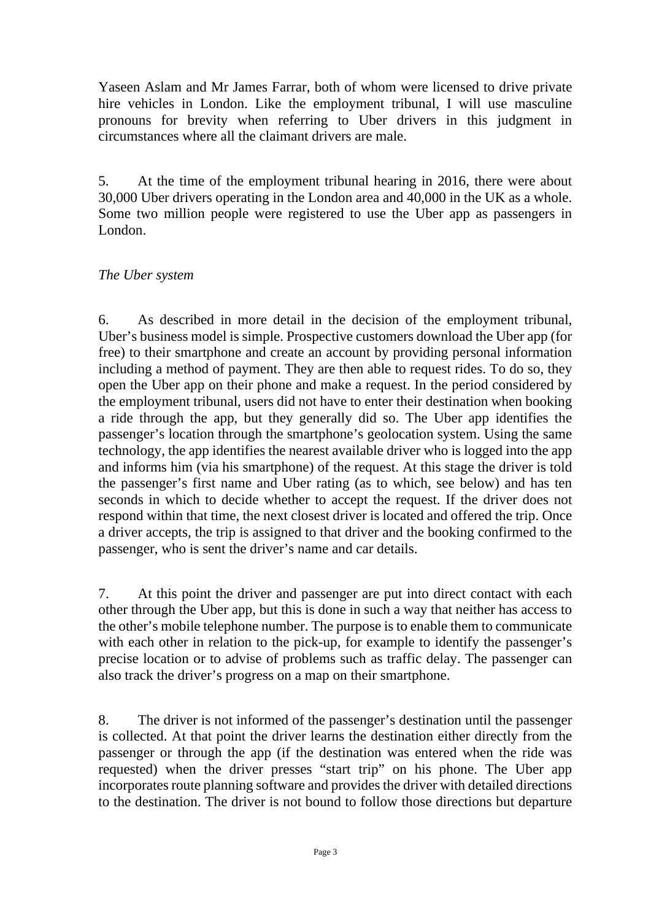Yaseen Aslam and Mr James Farrar, both of whom were licensed to drive private hire vehicles in London. Like the employment tribunal, I will use masculine pronouns for brevity when referring to Uber drivers in this judgment in circumstances where all the claimant drivers are male.

5. At the time of the employment tribunal hearing in 2016, there were about 30,000 Uber drivers operating in the London area and 40,000 in the UK as a whole. Some two million people were registered to use the Uber app as passengers in London.

*The Uber system*

6. As described in more detail in the decision of the employment tribunal, Uber's business model is simple. Prospective customers download the Uber app (for free) to their smartphone and create an account by providing personal information including a method of payment. They are then able to request rides. To do so, they open the Uber app on their phone and make a request. In the period considered by the employment tribunal, users did not have to enter their destination when booking a ride through the app, but they generally did so. The Uber app identifies the passenger's location through the smartphone's geolocation system. Using the same technology, the app identifies the nearest available driver who is logged into the app and informs him (via his smartphone) of the request. At this stage the driver is told the passenger's first name and Uber rating (as to which, see below) and has ten seconds in which to decide whether to accept the request. If the driver does not respond within that time, the next closest driver is located and offered the trip. Once a driver accepts, the trip is assigned to that driver and the booking confirmed to the passenger, who is sent the driver's name and car details.

7. At this point the driver and passenger are put into direct contact with each other through the Uber app, but this is done in such a way that neither has access to the other's mobile telephone number. The purpose is to enable them to communicate with each other in relation to the pick-up, for example to identify the passenger's precise location or to advise of problems such as traffic delay. The passenger can also track the driver's progress on a map on their smartphone.

8. The driver is not informed of the passenger's destination until the passenger is collected. At that point the driver learns the destination either directly from the passenger or through the app (if the destination was entered when the ride was requested) when the driver presses "start trip" on his phone. The Uber app incorporates route planning software and provides the driver with detailed directions to the destination. The driver is not bound to follow those directions but departure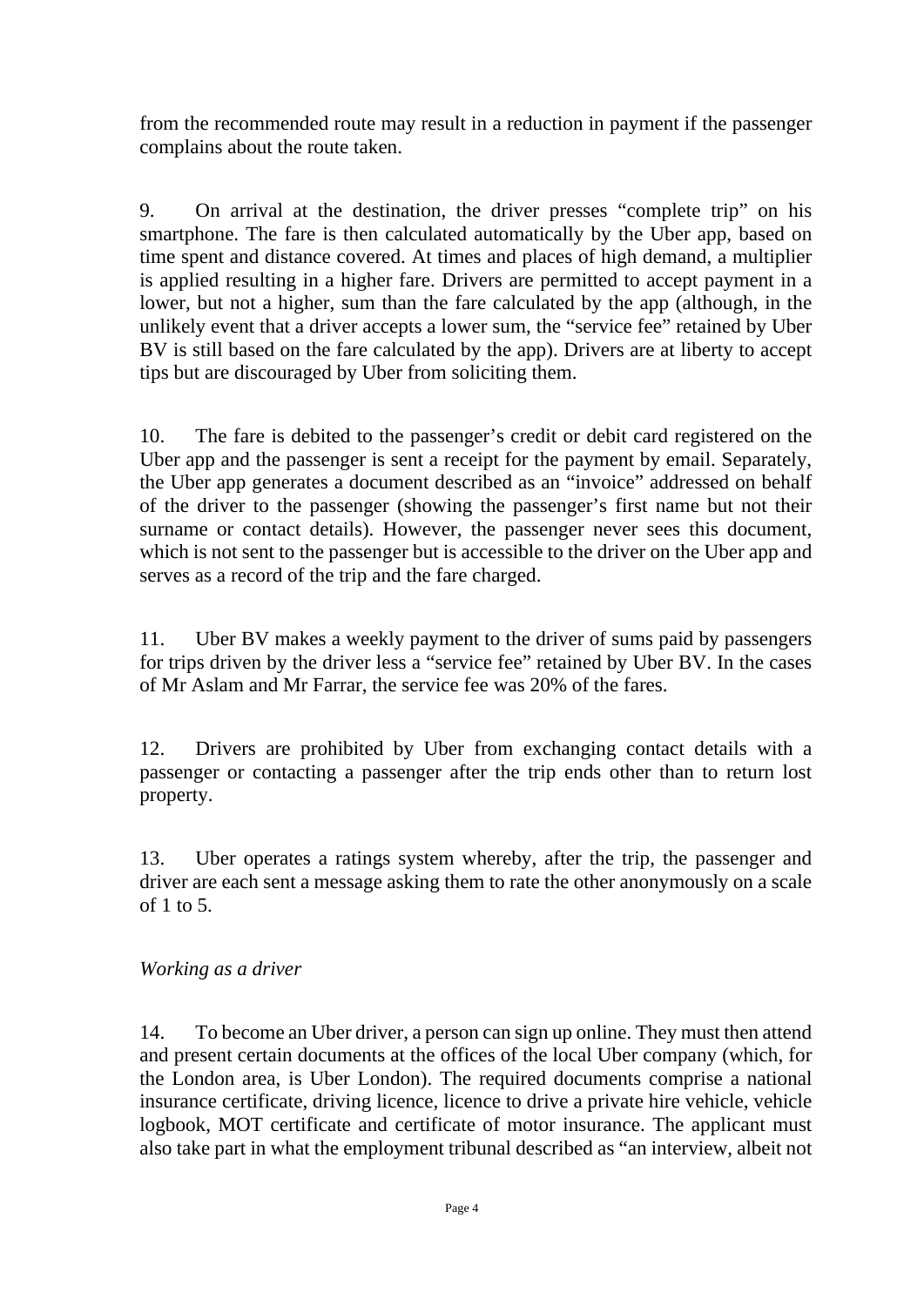from the recommended route may result in a reduction in payment if the passenger complains about the route taken.

9. On arrival at the destination, the driver presses "complete trip" on his smartphone. The fare is then calculated automatically by the Uber app, based on time spent and distance covered. At times and places of high demand, a multiplier is applied resulting in a higher fare. Drivers are permitted to accept payment in a lower, but not a higher, sum than the fare calculated by the app (although, in the unlikely event that a driver accepts a lower sum, the "service fee" retained by Uber BV is still based on the fare calculated by the app). Drivers are at liberty to accept tips but are discouraged by Uber from soliciting them.

10. The fare is debited to the passenger's credit or debit card registered on the Uber app and the passenger is sent a receipt for the payment by email. Separately, the Uber app generates a document described as an "invoice" addressed on behalf of the driver to the passenger (showing the passenger's first name but not their surname or contact details). However, the passenger never sees this document, which is not sent to the passenger but is accessible to the driver on the Uber app and serves as a record of the trip and the fare charged.

11. Uber BV makes a weekly payment to the driver of sums paid by passengers for trips driven by the driver less a "service fee" retained by Uber BV. In the cases of Mr Aslam and Mr Farrar, the service fee was 20% of the fares.

12. Drivers are prohibited by Uber from exchanging contact details with a passenger or contacting a passenger after the trip ends other than to return lost property.

13. Uber operates a ratings system whereby, after the trip, the passenger and driver are each sent a message asking them to rate the other anonymously on a scale of 1 to 5.

*Working as a driver*

14. To become an Uber driver, a person can sign up online. They must then attend and present certain documents at the offices of the local Uber company (which, for the London area, is Uber London). The required documents comprise a national insurance certificate, driving licence, licence to drive a private hire vehicle, vehicle logbook, MOT certificate and certificate of motor insurance. The applicant must also take part in what the employment tribunal described as "an interview, albeit not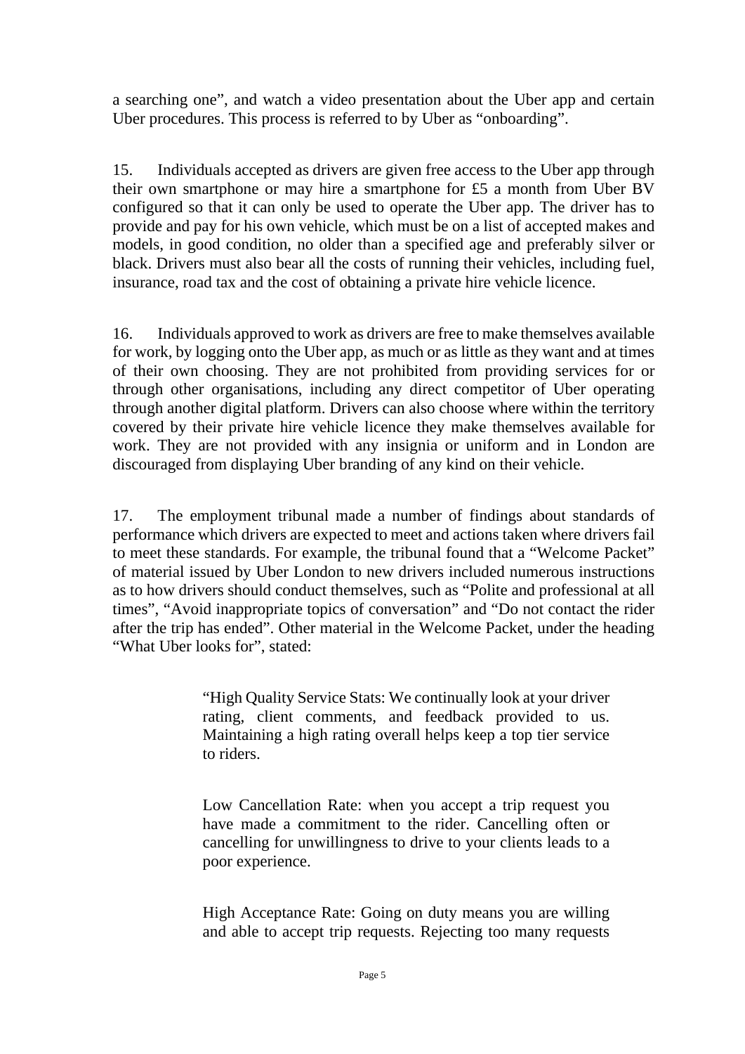a searching one", and watch a video presentation about the Uber app and certain Uber procedures. This process is referred to by Uber as "onboarding".

15. Individuals accepted as drivers are given free access to the Uber app through their own smartphone or may hire a smartphone for £5 a month from Uber BV configured so that it can only be used to operate the Uber app. The driver has to provide and pay for his own vehicle, which must be on a list of accepted makes and models, in good condition, no older than a specified age and preferably silver or black. Drivers must also bear all the costs of running their vehicles, including fuel, insurance, road tax and the cost of obtaining a private hire vehicle licence.

16. Individuals approved to work as drivers are free to make themselves available for work, by logging onto the Uber app, as much or as little as they want and at times of their own choosing. They are not prohibited from providing services for or through other organisations, including any direct competitor of Uber operating through another digital platform. Drivers can also choose where within the territory covered by their private hire vehicle licence they make themselves available for work. They are not provided with any insignia or uniform and in London are discouraged from displaying Uber branding of any kind on their vehicle.

17. The employment tribunal made a number of findings about standards of performance which drivers are expected to meet and actions taken where drivers fail to meet these standards. For example, the tribunal found that a "Welcome Packet" of material issued by Uber London to new drivers included numerous instructions as to how drivers should conduct themselves, such as "Polite and professional at all times", "Avoid inappropriate topics of conversation" and "Do not contact the rider after the trip has ended". Other material in the Welcome Packet, under the heading "What Uber looks for", stated:

> "High Quality Service Stats: We continually look at your driver rating, client comments, and feedback provided to us. Maintaining a high rating overall helps keep a top tier service to riders.
>
> Low Cancellation Rate: when you accept a trip request you have made a commitment to the rider. Cancelling often or cancelling for unwillingness to drive to your clients leads to a poor experience.
>
> High Acceptance Rate: Going on duty means you are willing and able to accept trip requests. Rejecting too many requests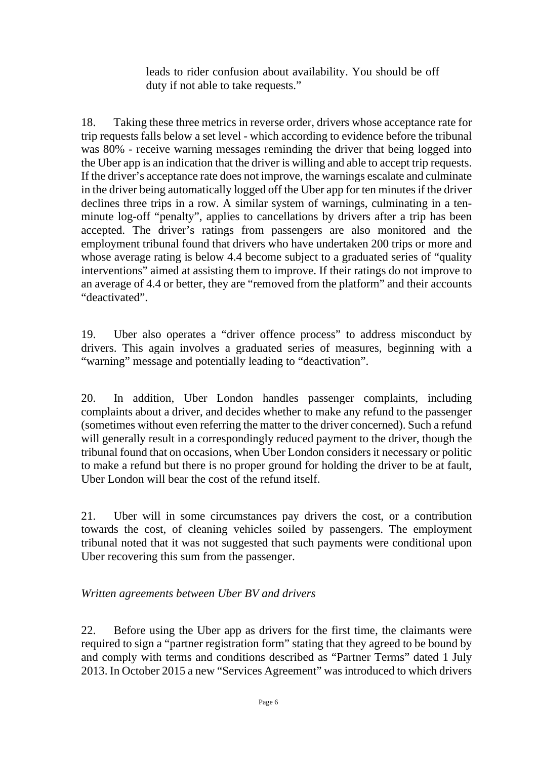leads to rider confusion about availability. You should be off duty if not able to take requests."

18. Taking these three metrics in reverse order, drivers whose acceptance rate for trip requests falls below a set level - which according to evidence before the tribunal was 80% - receive warning messages reminding the driver that being logged into the Uber app is an indication that the driver is willing and able to accept trip requests. If the driver's acceptance rate does not improve, the warnings escalate and culminate in the driver being automatically logged off the Uber app for ten minutes if the driver declines three trips in a row. A similar system of warnings, culminating in a ten-minute log-off "penalty", applies to cancellations by drivers after a trip has been accepted. The driver's ratings from passengers are also monitored and the employment tribunal found that drivers who have undertaken 200 trips or more and whose average rating is below 4.4 become subject to a graduated series of "quality interventions" aimed at assisting them to improve. If their ratings do not improve to an average of 4.4 or better, they are "removed from the platform" and their accounts "deactivated".

19. Uber also operates a "driver offence process" to address misconduct by drivers. This again involves a graduated series of measures, beginning with a "warning" message and potentially leading to "deactivation".

20. In addition, Uber London handles passenger complaints, including complaints about a driver, and decides whether to make any refund to the passenger (sometimes without even referring the matter to the driver concerned). Such a refund will generally result in a correspondingly reduced payment to the driver, though the tribunal found that on occasions, when Uber London considers it necessary or politic to make a refund but there is no proper ground for holding the driver to be at fault, Uber London will bear the cost of the refund itself.

21. Uber will in some circumstances pay drivers the cost, or a contribution towards the cost, of cleaning vehicles soiled by passengers. The employment tribunal noted that it was not suggested that such payments were conditional upon Uber recovering this sum from the passenger.

*Written agreements between Uber BV and drivers*

22. Before using the Uber app as drivers for the first time, the claimants were required to sign a "partner registration form" stating that they agreed to be bound by and comply with terms and conditions described as "Partner Terms" dated 1 July 2013. In October 2015 a new "Services Agreement" was introduced to which drivers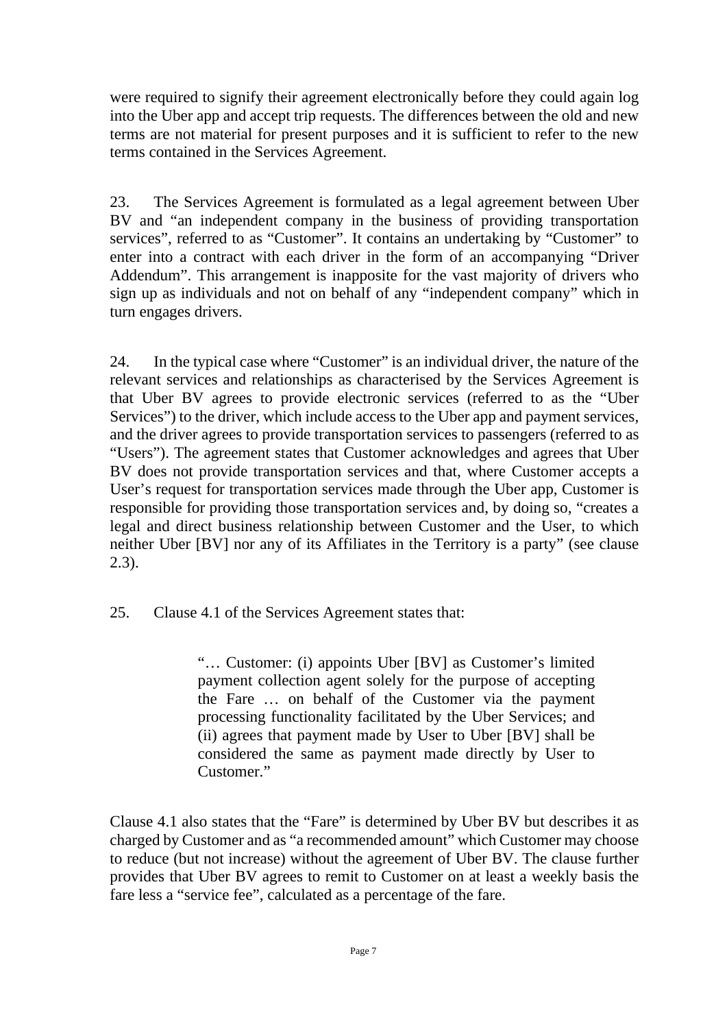were required to signify their agreement electronically before they could again log into the Uber app and accept trip requests. The differences between the old and new terms are not material for present purposes and it is sufficient to refer to the new terms contained in the Services Agreement.

23. The Services Agreement is formulated as a legal agreement between Uber BV and "an independent company in the business of providing transportation services", referred to as "Customer". It contains an undertaking by "Customer" to enter into a contract with each driver in the form of an accompanying "Driver Addendum". This arrangement is inapposite for the vast majority of drivers who sign up as individuals and not on behalf of any "independent company" which in turn engages drivers.

24. In the typical case where "Customer" is an individual driver, the nature of the relevant services and relationships as characterised by the Services Agreement is that Uber BV agrees to provide electronic services (referred to as the "Uber Services") to the driver, which include access to the Uber app and payment services, and the driver agrees to provide transportation services to passengers (referred to as "Users"). The agreement states that Customer acknowledges and agrees that Uber BV does not provide transportation services and that, where Customer accepts a User's request for transportation services made through the Uber app, Customer is responsible for providing those transportation services and, by doing so, "creates a legal and direct business relationship between Customer and the User, to which neither Uber [BV] nor any of its Affiliates in the Territory is a party" (see clause 2.3).

25. Clause 4.1 of the Services Agreement states that:

> "… Customer: (i) appoints Uber [BV] as Customer's limited payment collection agent solely for the purpose of accepting the Fare … on behalf of the Customer via the payment processing functionality facilitated by the Uber Services; and (ii) agrees that payment made by User to Uber [BV] shall be considered the same as payment made directly by User to Customer."

Clause 4.1 also states that the "Fare" is determined by Uber BV but describes it as charged by Customer and as "a recommended amount" which Customer may choose to reduce (but not increase) without the agreement of Uber BV. The clause further provides that Uber BV agrees to remit to Customer on at least a weekly basis the fare less a "service fee", calculated as a percentage of the fare.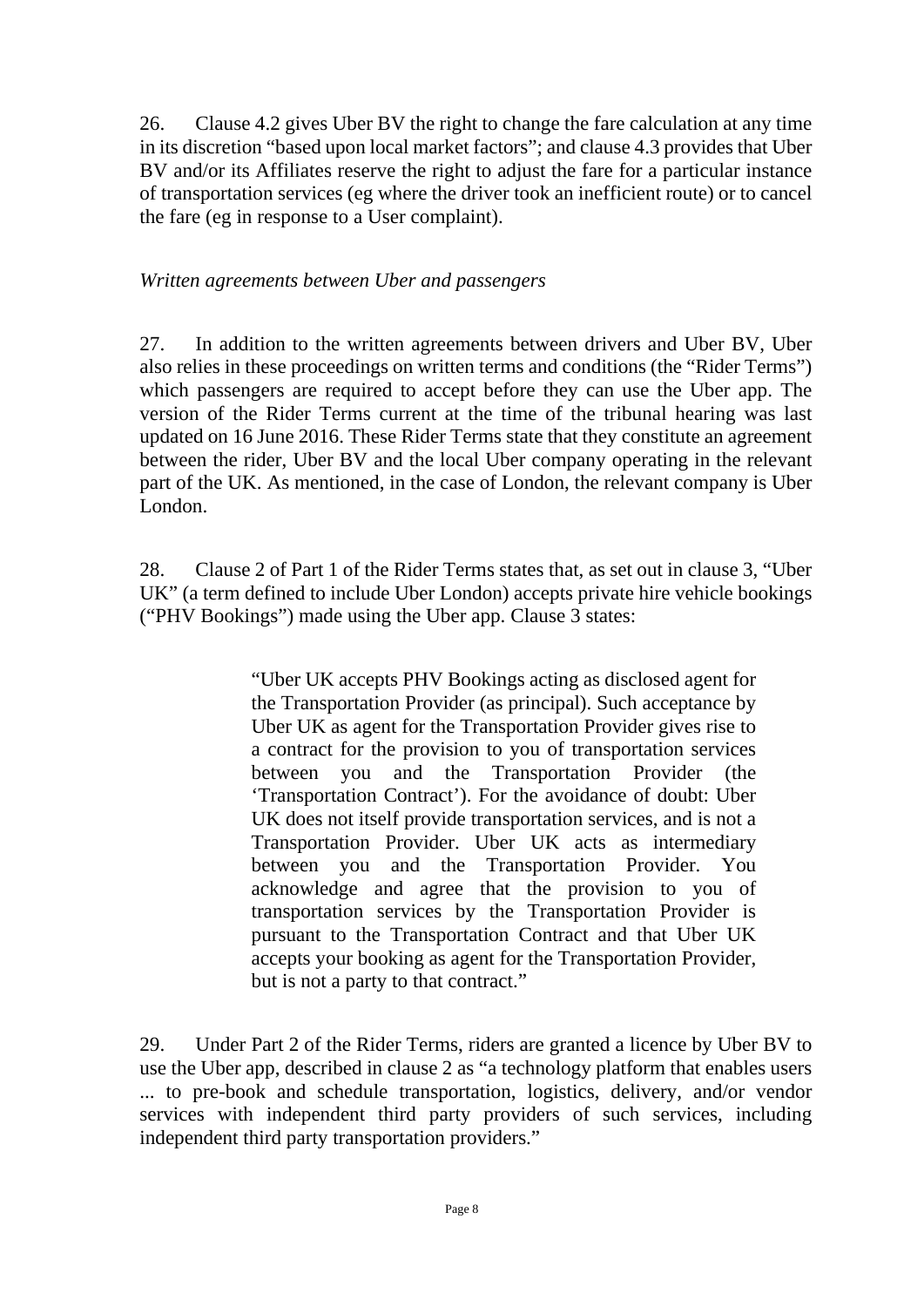26. Clause 4.2 gives Uber BV the right to change the fare calculation at any time in its discretion "based upon local market factors"; and clause 4.3 provides that Uber BV and/or its Affiliates reserve the right to adjust the fare for a particular instance of transportation services (eg where the driver took an inefficient route) or to cancel the fare (eg in response to a User complaint).

*Written agreements between Uber and passengers*

27. In addition to the written agreements between drivers and Uber BV, Uber also relies in these proceedings on written terms and conditions (the "Rider Terms") which passengers are required to accept before they can use the Uber app. The version of the Rider Terms current at the time of the tribunal hearing was last updated on 16 June 2016. These Rider Terms state that they constitute an agreement between the rider, Uber BV and the local Uber company operating in the relevant part of the UK. As mentioned, in the case of London, the relevant company is Uber London.

28. Clause 2 of Part 1 of the Rider Terms states that, as set out in clause 3, "Uber UK" (a term defined to include Uber London) accepts private hire vehicle bookings ("PHV Bookings") made using the Uber app. Clause 3 states:

> "Uber UK accepts PHV Bookings acting as disclosed agent for the Transportation Provider (as principal). Such acceptance by Uber UK as agent for the Transportation Provider gives rise to a contract for the provision to you of transportation services between you and the Transportation Provider (the 'Transportation Contract'). For the avoidance of doubt: Uber UK does not itself provide transportation services, and is not a Transportation Provider. Uber UK acts as intermediary between you and the Transportation Provider. You acknowledge and agree that the provision to you of transportation services by the Transportation Provider is pursuant to the Transportation Contract and that Uber UK accepts your booking as agent for the Transportation Provider, but is not a party to that contract."

29. Under Part 2 of the Rider Terms, riders are granted a licence by Uber BV to use the Uber app, described in clause 2 as "a technology platform that enables users ... to pre-book and schedule transportation, logistics, delivery, and/or vendor services with independent third party providers of such services, including independent third party transportation providers."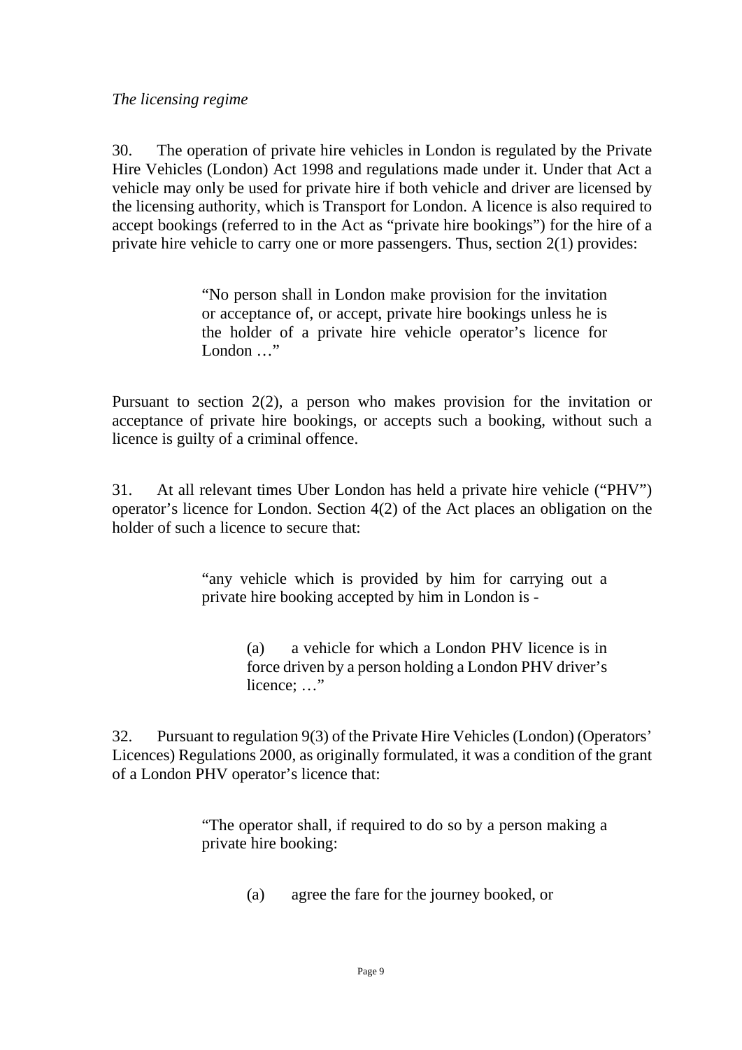*The licensing regime*

30. The operation of private hire vehicles in London is regulated by the Private Hire Vehicles (London) Act 1998 and regulations made under it. Under that Act a vehicle may only be used for private hire if both vehicle and driver are licensed by the licensing authority, which is Transport for London. A licence is also required to accept bookings (referred to in the Act as "private hire bookings") for the hire of a private hire vehicle to carry one or more passengers. Thus, section 2(1) provides:

> "No person shall in London make provision for the invitation or acceptance of, or accept, private hire bookings unless he is the holder of a private hire vehicle operator's licence for London …"

Pursuant to section 2(2), a person who makes provision for the invitation or acceptance of private hire bookings, or accepts such a booking, without such a licence is guilty of a criminal offence.

31. At all relevant times Uber London has held a private hire vehicle ("PHV") operator's licence for London. Section 4(2) of the Act places an obligation on the holder of such a licence to secure that:

> "any vehicle which is provided by him for carrying out a private hire booking accepted by him in London is -
>
> > (a) a vehicle for which a London PHV licence is in force driven by a person holding a London PHV driver's licence; …"

32. Pursuant to regulation 9(3) of the Private Hire Vehicles (London) (Operators' Licences) Regulations 2000, as originally formulated, it was a condition of the grant of a London PHV operator's licence that:

> "The operator shall, if required to do so by a person making a private hire booking:
>
> > (a) agree the fare for the journey booked, or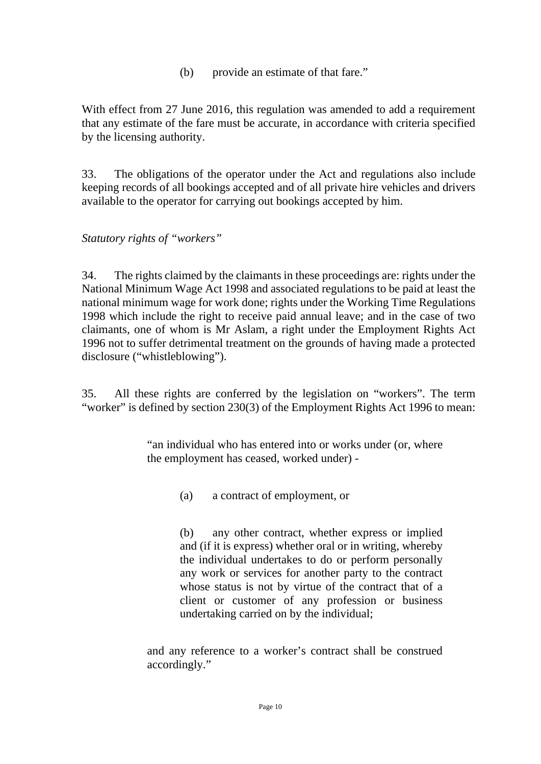> (b) provide an estimate of that fare."

With effect from 27 June 2016, this regulation was amended to add a requirement that any estimate of the fare must be accurate, in accordance with criteria specified by the licensing authority.

33. The obligations of the operator under the Act and regulations also include keeping records of all bookings accepted and of all private hire vehicles and drivers available to the operator for carrying out bookings accepted by him.

*Statutory rights of "workers"*

34. The rights claimed by the claimants in these proceedings are: rights under the National Minimum Wage Act 1998 and associated regulations to be paid at least the national minimum wage for work done; rights under the Working Time Regulations 1998 which include the right to receive paid annual leave; and in the case of two claimants, one of whom is Mr Aslam, a right under the Employment Rights Act 1996 not to suffer detrimental treatment on the grounds of having made a protected disclosure ("whistleblowing").

35. All these rights are conferred by the legislation on "workers". The term "worker" is defined by section 230(3) of the Employment Rights Act 1996 to mean:

> "an individual who has entered into or works under (or, where the employment has ceased, worked under) -
>
> (a) a contract of employment, or
>
> (b) any other contract, whether express or implied and (if it is express) whether oral or in writing, whereby the individual undertakes to do or perform personally any work or services for another party to the contract whose status is not by virtue of the contract that of a client or customer of any profession or business undertaking carried on by the individual;
>
> and any reference to a worker's contract shall be construed accordingly."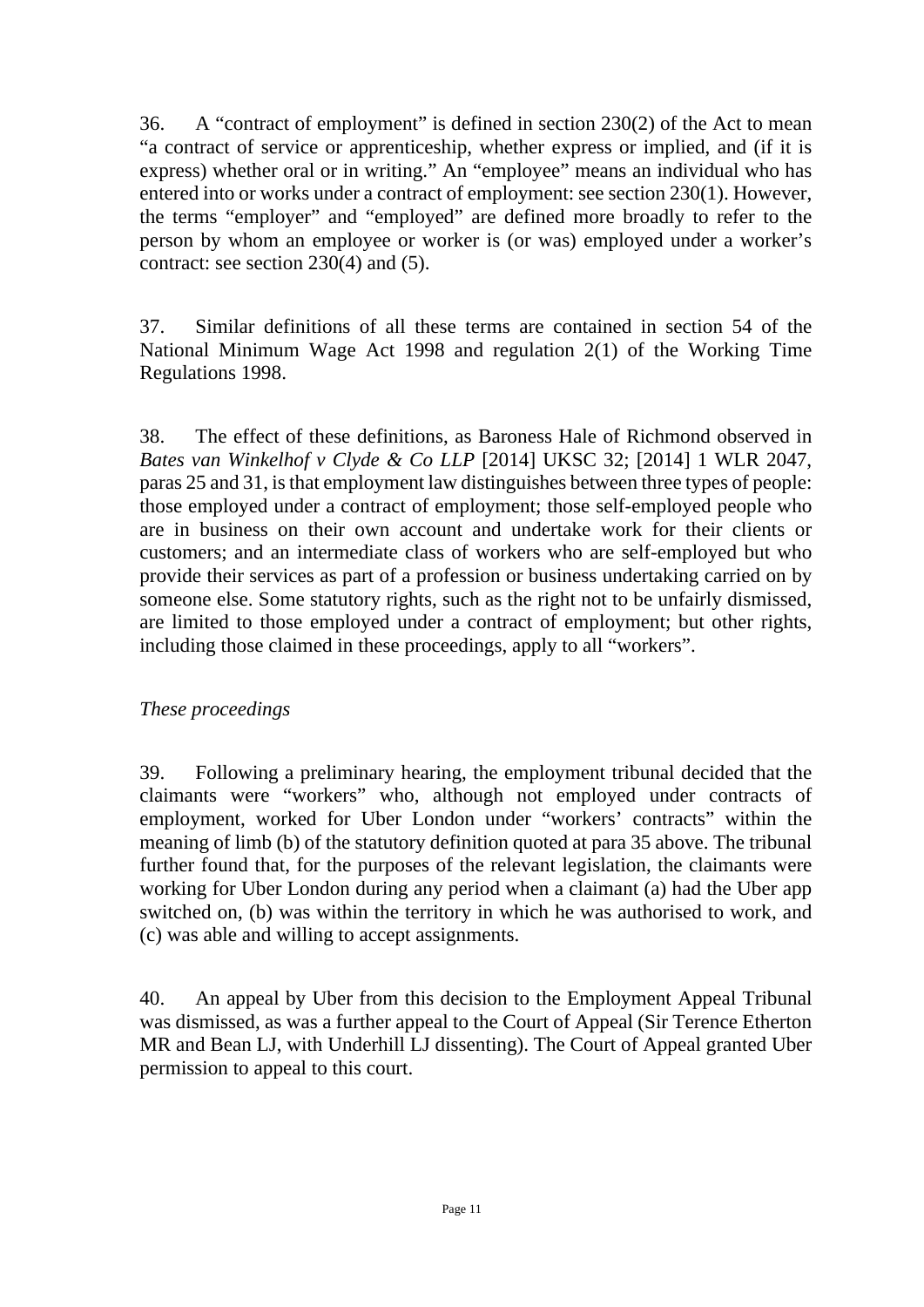36. A "contract of employment" is defined in section 230(2) of the Act to mean "a contract of service or apprenticeship, whether express or implied, and (if it is express) whether oral or in writing." An "employee" means an individual who has entered into or works under a contract of employment: see section 230(1). However, the terms "employer" and "employed" are defined more broadly to refer to the person by whom an employee or worker is (or was) employed under a worker's contract: see section 230(4) and (5).

37. Similar definitions of all these terms are contained in section 54 of the National Minimum Wage Act 1998 and regulation 2(1) of the Working Time Regulations 1998.

38. The effect of these definitions, as Baroness Hale of Richmond observed in *Bates van Winkelhof v Clyde & Co LLP* [2014] UKSC 32; [2014] 1 WLR 2047, paras 25 and 31, is that employment law distinguishes between three types of people: those employed under a contract of employment; those self-employed people who are in business on their own account and undertake work for their clients or customers; and an intermediate class of workers who are self-employed but who provide their services as part of a profession or business undertaking carried on by someone else. Some statutory rights, such as the right not to be unfairly dismissed, are limited to those employed under a contract of employment; but other rights, including those claimed in these proceedings, apply to all "workers".

*These proceedings*

39. Following a preliminary hearing, the employment tribunal decided that the claimants were "workers" who, although not employed under contracts of employment, worked for Uber London under "workers' contracts" within the meaning of limb (b) of the statutory definition quoted at para 35 above. The tribunal further found that, for the purposes of the relevant legislation, the claimants were working for Uber London during any period when a claimant (a) had the Uber app switched on, (b) was within the territory in which he was authorised to work, and (c) was able and willing to accept assignments.

40. An appeal by Uber from this decision to the Employment Appeal Tribunal was dismissed, as was a further appeal to the Court of Appeal (Sir Terence Etherton MR and Bean LJ, with Underhill LJ dissenting). The Court of Appeal granted Uber permission to appeal to this court.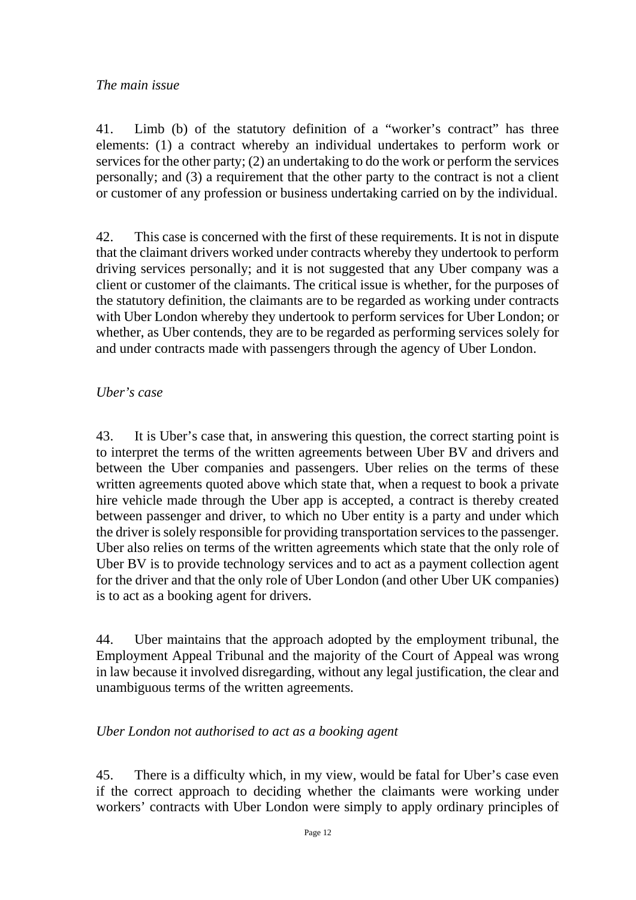*The main issue*

41. Limb (b) of the statutory definition of a "worker's contract" has three elements: (1) a contract whereby an individual undertakes to perform work or services for the other party; (2) an undertaking to do the work or perform the services personally; and (3) a requirement that the other party to the contract is not a client or customer of any profession or business undertaking carried on by the individual.

42. This case is concerned with the first of these requirements. It is not in dispute that the claimant drivers worked under contracts whereby they undertook to perform driving services personally; and it is not suggested that any Uber company was a client or customer of the claimants. The critical issue is whether, for the purposes of the statutory definition, the claimants are to be regarded as working under contracts with Uber London whereby they undertook to perform services for Uber London; or whether, as Uber contends, they are to be regarded as performing services solely for and under contracts made with passengers through the agency of Uber London.

*Uber's case*

43. It is Uber's case that, in answering this question, the correct starting point is to interpret the terms of the written agreements between Uber BV and drivers and between the Uber companies and passengers. Uber relies on the terms of these written agreements quoted above which state that, when a request to book a private hire vehicle made through the Uber app is accepted, a contract is thereby created between passenger and driver, to which no Uber entity is a party and under which the driver is solely responsible for providing transportation services to the passenger. Uber also relies on terms of the written agreements which state that the only role of Uber BV is to provide technology services and to act as a payment collection agent for the driver and that the only role of Uber London (and other Uber UK companies) is to act as a booking agent for drivers.

44. Uber maintains that the approach adopted by the employment tribunal, the Employment Appeal Tribunal and the majority of the Court of Appeal was wrong in law because it involved disregarding, without any legal justification, the clear and unambiguous terms of the written agreements.

*Uber London not authorised to act as a booking agent*

45. There is a difficulty which, in my view, would be fatal for Uber's case even if the correct approach to deciding whether the claimants were working under workers' contracts with Uber London were simply to apply ordinary principles of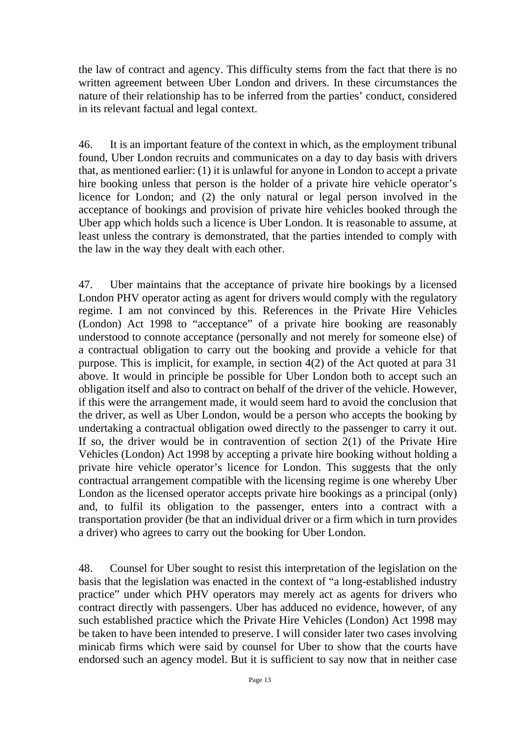the law of contract and agency. This difficulty stems from the fact that there is no written agreement between Uber London and drivers. In these circumstances the nature of their relationship has to be inferred from the parties' conduct, considered in its relevant factual and legal context.

46. It is an important feature of the context in which, as the employment tribunal found, Uber London recruits and communicates on a day to day basis with drivers that, as mentioned earlier: (1) it is unlawful for anyone in London to accept a private hire booking unless that person is the holder of a private hire vehicle operator's licence for London; and (2) the only natural or legal person involved in the acceptance of bookings and provision of private hire vehicles booked through the Uber app which holds such a licence is Uber London. It is reasonable to assume, at least unless the contrary is demonstrated, that the parties intended to comply with the law in the way they dealt with each other.

47. Uber maintains that the acceptance of private hire bookings by a licensed London PHV operator acting as agent for drivers would comply with the regulatory regime. I am not convinced by this. References in the Private Hire Vehicles (London) Act 1998 to "acceptance" of a private hire booking are reasonably understood to connote acceptance (personally and not merely for someone else) of a contractual obligation to carry out the booking and provide a vehicle for that purpose. This is implicit, for example, in section 4(2) of the Act quoted at para 31 above. It would in principle be possible for Uber London both to accept such an obligation itself and also to contract on behalf of the driver of the vehicle. However, if this were the arrangement made, it would seem hard to avoid the conclusion that the driver, as well as Uber London, would be a person who accepts the booking by undertaking a contractual obligation owed directly to the passenger to carry it out. If so, the driver would be in contravention of section 2(1) of the Private Hire Vehicles (London) Act 1998 by accepting a private hire booking without holding a private hire vehicle operator's licence for London. This suggests that the only contractual arrangement compatible with the licensing regime is one whereby Uber London as the licensed operator accepts private hire bookings as a principal (only) and, to fulfil its obligation to the passenger, enters into a contract with a transportation provider (be that an individual driver or a firm which in turn provides a driver) who agrees to carry out the booking for Uber London.

48. Counsel for Uber sought to resist this interpretation of the legislation on the basis that the legislation was enacted in the context of "a long-established industry practice" under which PHV operators may merely act as agents for drivers who contract directly with passengers. Uber has adduced no evidence, however, of any such established practice which the Private Hire Vehicles (London) Act 1998 may be taken to have been intended to preserve. I will consider later two cases involving minicab firms which were said by counsel for Uber to show that the courts have endorsed such an agency model. But it is sufficient to say now that in neither case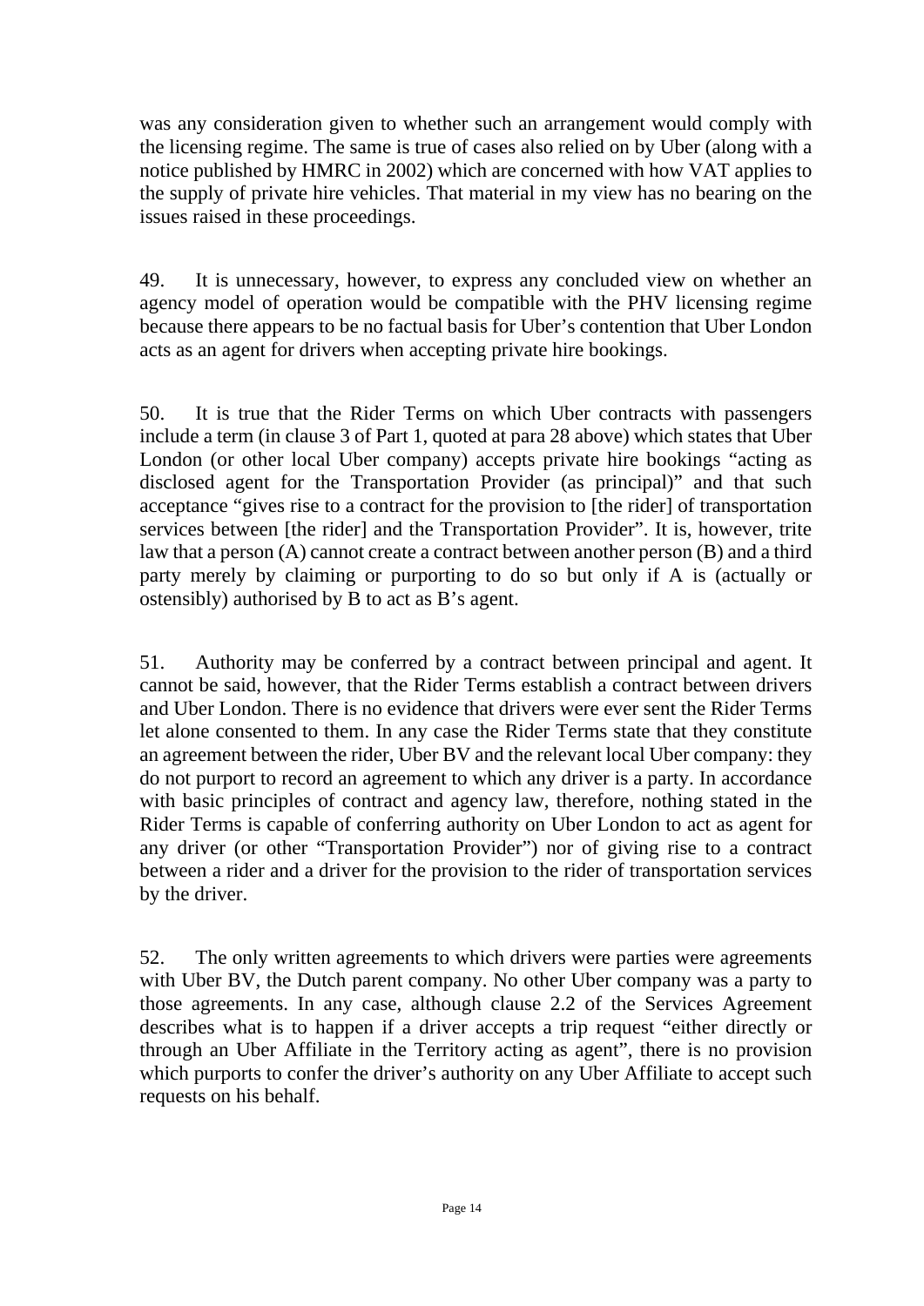was any consideration given to whether such an arrangement would comply with the licensing regime. The same is true of cases also relied on by Uber (along with a notice published by HMRC in 2002) which are concerned with how VAT applies to the supply of private hire vehicles. That material in my view has no bearing on the issues raised in these proceedings.

49. It is unnecessary, however, to express any concluded view on whether an agency model of operation would be compatible with the PHV licensing regime because there appears to be no factual basis for Uber's contention that Uber London acts as an agent for drivers when accepting private hire bookings.

50. It is true that the Rider Terms on which Uber contracts with passengers include a term (in clause 3 of Part 1, quoted at para 28 above) which states that Uber London (or other local Uber company) accepts private hire bookings "acting as disclosed agent for the Transportation Provider (as principal)" and that such acceptance "gives rise to a contract for the provision to [the rider] of transportation services between [the rider] and the Transportation Provider". It is, however, trite law that a person (A) cannot create a contract between another person (B) and a third party merely by claiming or purporting to do so but only if A is (actually or ostensibly) authorised by B to act as B's agent.

51. Authority may be conferred by a contract between principal and agent. It cannot be said, however, that the Rider Terms establish a contract between drivers and Uber London. There is no evidence that drivers were ever sent the Rider Terms let alone consented to them. In any case the Rider Terms state that they constitute an agreement between the rider, Uber BV and the relevant local Uber company: they do not purport to record an agreement to which any driver is a party. In accordance with basic principles of contract and agency law, therefore, nothing stated in the Rider Terms is capable of conferring authority on Uber London to act as agent for any driver (or other "Transportation Provider") nor of giving rise to a contract between a rider and a driver for the provision to the rider of transportation services by the driver.

52. The only written agreements to which drivers were parties were agreements with Uber BV, the Dutch parent company. No other Uber company was a party to those agreements. In any case, although clause 2.2 of the Services Agreement describes what is to happen if a driver accepts a trip request "either directly or through an Uber Affiliate in the Territory acting as agent", there is no provision which purports to confer the driver's authority on any Uber Affiliate to accept such requests on his behalf.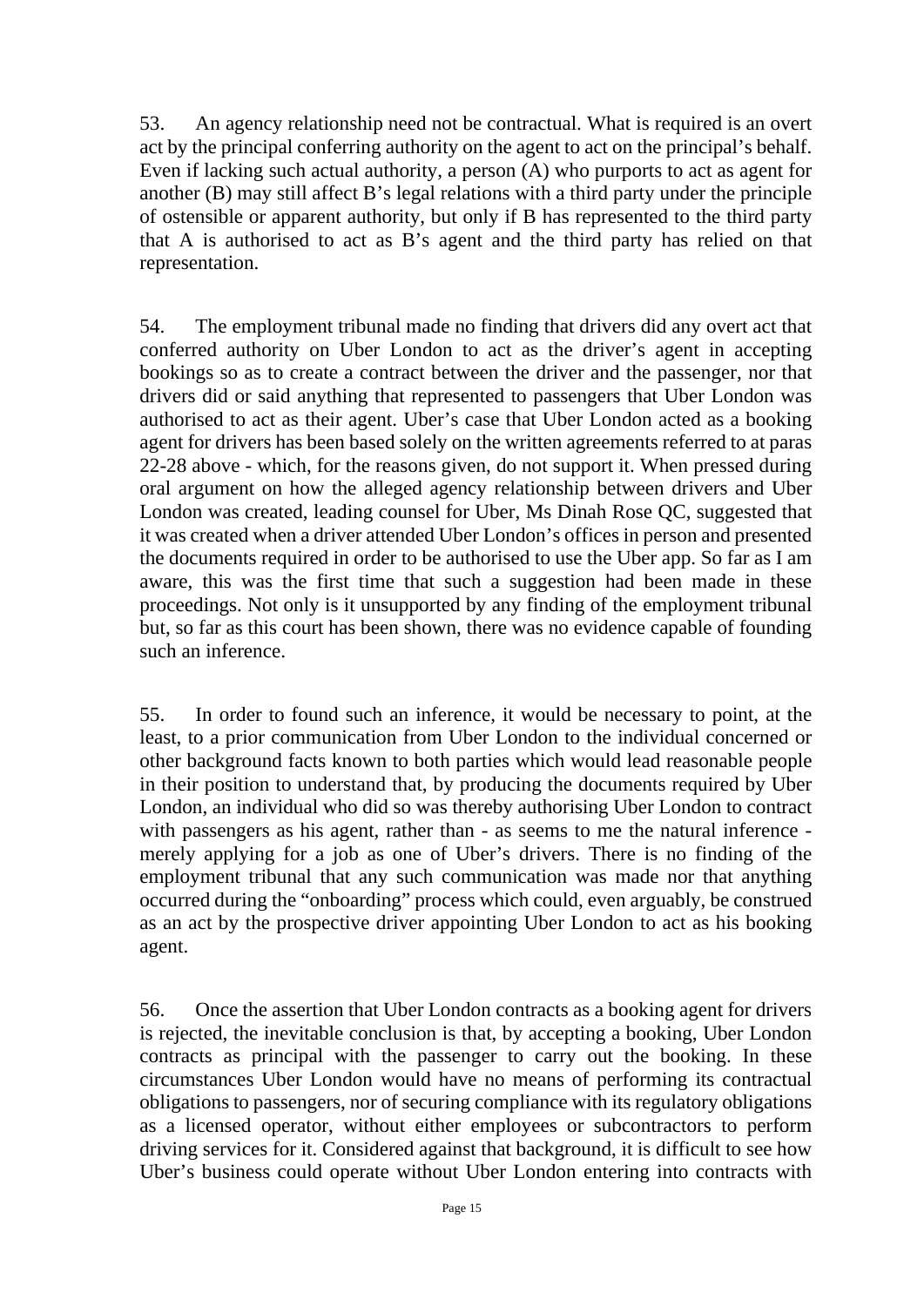53. An agency relationship need not be contractual. What is required is an overt act by the principal conferring authority on the agent to act on the principal's behalf. Even if lacking such actual authority, a person (A) who purports to act as agent for another (B) may still affect B's legal relations with a third party under the principle of ostensible or apparent authority, but only if B has represented to the third party that A is authorised to act as B's agent and the third party has relied on that representation.

54. The employment tribunal made no finding that drivers did any overt act that conferred authority on Uber London to act as the driver's agent in accepting bookings so as to create a contract between the driver and the passenger, nor that drivers did or said anything that represented to passengers that Uber London was authorised to act as their agent. Uber's case that Uber London acted as a booking agent for drivers has been based solely on the written agreements referred to at paras 22-28 above - which, for the reasons given, do not support it. When pressed during oral argument on how the alleged agency relationship between drivers and Uber London was created, leading counsel for Uber, Ms Dinah Rose QC, suggested that it was created when a driver attended Uber London's offices in person and presented the documents required in order to be authorised to use the Uber app. So far as I am aware, this was the first time that such a suggestion had been made in these proceedings. Not only is it unsupported by any finding of the employment tribunal but, so far as this court has been shown, there was no evidence capable of founding such an inference.

55. In order to found such an inference, it would be necessary to point, at the least, to a prior communication from Uber London to the individual concerned or other background facts known to both parties which would lead reasonable people in their position to understand that, by producing the documents required by Uber London, an individual who did so was thereby authorising Uber London to contract with passengers as his agent, rather than - as seems to me the natural inference - merely applying for a job as one of Uber's drivers. There is no finding of the employment tribunal that any such communication was made nor that anything occurred during the "onboarding" process which could, even arguably, be construed as an act by the prospective driver appointing Uber London to act as his booking agent.

56. Once the assertion that Uber London contracts as a booking agent for drivers is rejected, the inevitable conclusion is that, by accepting a booking, Uber London contracts as principal with the passenger to carry out the booking. In these circumstances Uber London would have no means of performing its contractual obligations to passengers, nor of securing compliance with its regulatory obligations as a licensed operator, without either employees or subcontractors to perform driving services for it. Considered against that background, it is difficult to see how Uber's business could operate without Uber London entering into contracts with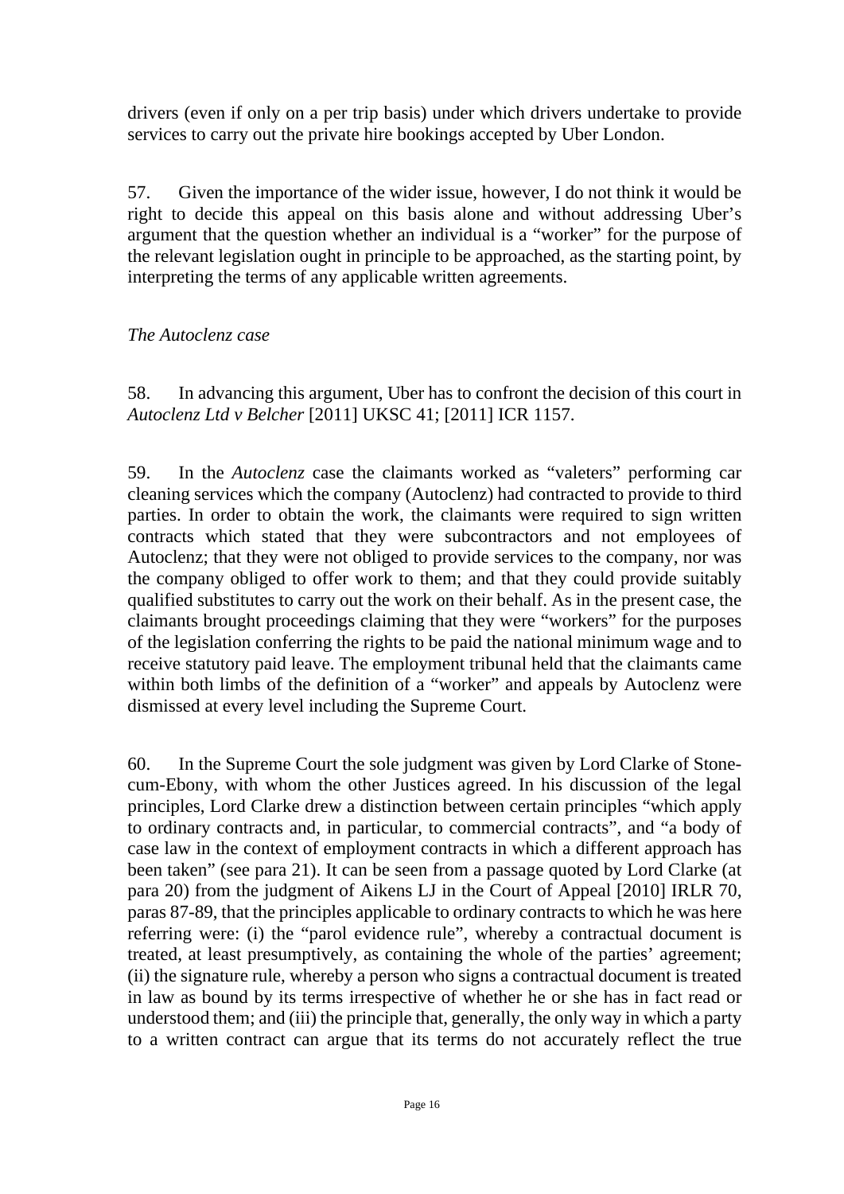drivers (even if only on a per trip basis) under which drivers undertake to provide services to carry out the private hire bookings accepted by Uber London.

57. Given the importance of the wider issue, however, I do not think it would be right to decide this appeal on this basis alone and without addressing Uber's argument that the question whether an individual is a "worker" for the purpose of the relevant legislation ought in principle to be approached, as the starting point, by interpreting the terms of any applicable written agreements.

*The Autoclenz case*

58. In advancing this argument, Uber has to confront the decision of this court in *Autoclenz Ltd v Belcher* [2011] UKSC 41; [2011] ICR 1157.

59. In the *Autoclenz* case the claimants worked as "valeters" performing car cleaning services which the company (Autoclenz) had contracted to provide to third parties. In order to obtain the work, the claimants were required to sign written contracts which stated that they were subcontractors and not employees of Autoclenz; that they were not obliged to provide services to the company, nor was the company obliged to offer work to them; and that they could provide suitably qualified substitutes to carry out the work on their behalf. As in the present case, the claimants brought proceedings claiming that they were "workers" for the purposes of the legislation conferring the rights to be paid the national minimum wage and to receive statutory paid leave. The employment tribunal held that the claimants came within both limbs of the definition of a "worker" and appeals by Autoclenz were dismissed at every level including the Supreme Court.

60. In the Supreme Court the sole judgment was given by Lord Clarke of Stone-cum-Ebony, with whom the other Justices agreed. In his discussion of the legal principles, Lord Clarke drew a distinction between certain principles "which apply to ordinary contracts and, in particular, to commercial contracts", and "a body of case law in the context of employment contracts in which a different approach has been taken" (see para 21). It can be seen from a passage quoted by Lord Clarke (at para 20) from the judgment of Aikens LJ in the Court of Appeal [2010] IRLR 70, paras 87-89, that the principles applicable to ordinary contracts to which he was here referring were: (i) the "parol evidence rule", whereby a contractual document is treated, at least presumptively, as containing the whole of the parties' agreement; (ii) the signature rule, whereby a person who signs a contractual document is treated in law as bound by its terms irrespective of whether he or she has in fact read or understood them; and (iii) the principle that, generally, the only way in which a party to a written contract can argue that its terms do not accurately reflect the true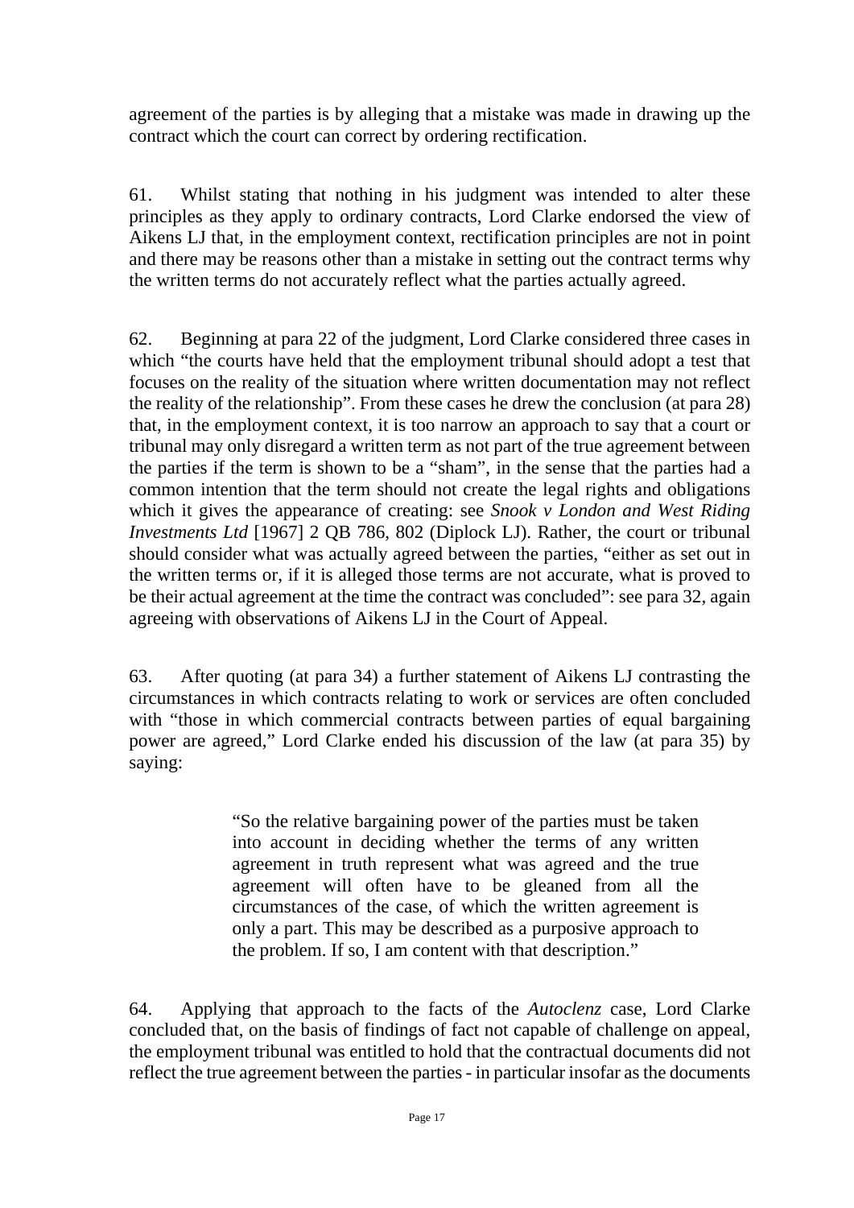agreement of the parties is by alleging that a mistake was made in drawing up the contract which the court can correct by ordering rectification.

61. Whilst stating that nothing in his judgment was intended to alter these principles as they apply to ordinary contracts, Lord Clarke endorsed the view of Aikens LJ that, in the employment context, rectification principles are not in point and there may be reasons other than a mistake in setting out the contract terms why the written terms do not accurately reflect what the parties actually agreed.

62. Beginning at para 22 of the judgment, Lord Clarke considered three cases in which "the courts have held that the employment tribunal should adopt a test that focuses on the reality of the situation where written documentation may not reflect the reality of the relationship". From these cases he drew the conclusion (at para 28) that, in the employment context, it is too narrow an approach to say that a court or tribunal may only disregard a written term as not part of the true agreement between the parties if the term is shown to be a "sham", in the sense that the parties had a common intention that the term should not create the legal rights and obligations which it gives the appearance of creating: see *Snook v London and West Riding Investments Ltd* [1967] 2 QB 786, 802 (Diplock LJ). Rather, the court or tribunal should consider what was actually agreed between the parties, "either as set out in the written terms or, if it is alleged those terms are not accurate, what is proved to be their actual agreement at the time the contract was concluded": see para 32, again agreeing with observations of Aikens LJ in the Court of Appeal.

63. After quoting (at para 34) a further statement of Aikens LJ contrasting the circumstances in which contracts relating to work or services are often concluded with "those in which commercial contracts between parties of equal bargaining power are agreed," Lord Clarke ended his discussion of the law (at para 35) by saying:

> "So the relative bargaining power of the parties must be taken into account in deciding whether the terms of any written agreement in truth represent what was agreed and the true agreement will often have to be gleaned from all the circumstances of the case, of which the written agreement is only a part. This may be described as a purposive approach to the problem. If so, I am content with that description."

64. Applying that approach to the facts of the *Autoclenz* case, Lord Clarke concluded that, on the basis of findings of fact not capable of challenge on appeal, the employment tribunal was entitled to hold that the contractual documents did not reflect the true agreement between the parties - in particular insofar as the documents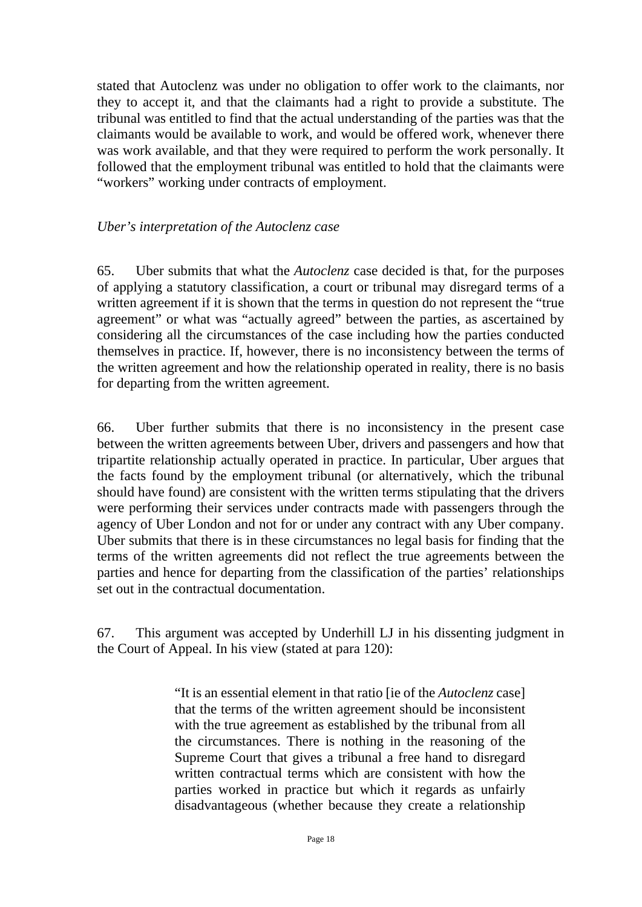stated that Autoclenz was under no obligation to offer work to the claimants, nor they to accept it, and that the claimants had a right to provide a substitute. The tribunal was entitled to find that the actual understanding of the parties was that the claimants would be available to work, and would be offered work, whenever there was work available, and that they were required to perform the work personally. It followed that the employment tribunal was entitled to hold that the claimants were "workers" working under contracts of employment.

*Uber's interpretation of the Autoclenz case*

65. Uber submits that what the *Autoclenz* case decided is that, for the purposes of applying a statutory classification, a court or tribunal may disregard terms of a written agreement if it is shown that the terms in question do not represent the "true agreement" or what was "actually agreed" between the parties, as ascertained by considering all the circumstances of the case including how the parties conducted themselves in practice. If, however, there is no inconsistency between the terms of the written agreement and how the relationship operated in reality, there is no basis for departing from the written agreement.

66. Uber further submits that there is no inconsistency in the present case between the written agreements between Uber, drivers and passengers and how that tripartite relationship actually operated in practice. In particular, Uber argues that the facts found by the employment tribunal (or alternatively, which the tribunal should have found) are consistent with the written terms stipulating that the drivers were performing their services under contracts made with passengers through the agency of Uber London and not for or under any contract with any Uber company. Uber submits that there is in these circumstances no legal basis for finding that the terms of the written agreements did not reflect the true agreements between the parties and hence for departing from the classification of the parties' relationships set out in the contractual documentation.

67. This argument was accepted by Underhill LJ in his dissenting judgment in the Court of Appeal. In his view (stated at para 120):

> "It is an essential element in that ratio [ie of the *Autoclenz* case] that the terms of the written agreement should be inconsistent with the true agreement as established by the tribunal from all the circumstances. There is nothing in the reasoning of the Supreme Court that gives a tribunal a free hand to disregard written contractual terms which are consistent with how the parties worked in practice but which it regards as unfairly disadvantageous (whether because they create a relationship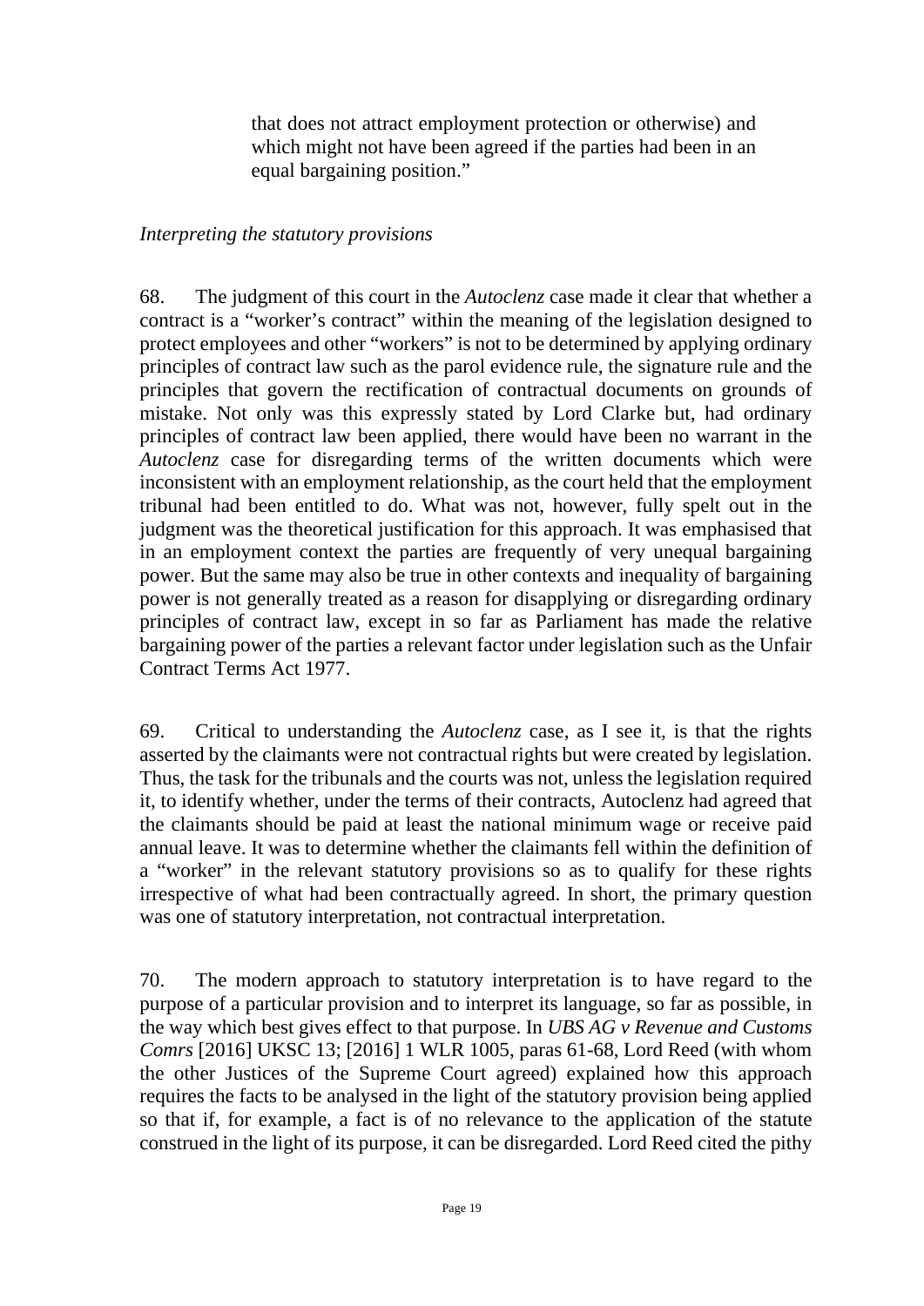> that does not attract employment protection or otherwise) and which might not have been agreed if the parties had been in an equal bargaining position."

*Interpreting the statutory provisions*

68. The judgment of this court in the *Autoclenz* case made it clear that whether a contract is a "worker's contract" within the meaning of the legislation designed to protect employees and other "workers" is not to be determined by applying ordinary principles of contract law such as the parol evidence rule, the signature rule and the principles that govern the rectification of contractual documents on grounds of mistake. Not only was this expressly stated by Lord Clarke but, had ordinary principles of contract law been applied, there would have been no warrant in the *Autoclenz* case for disregarding terms of the written documents which were inconsistent with an employment relationship, as the court held that the employment tribunal had been entitled to do. What was not, however, fully spelt out in the judgment was the theoretical justification for this approach. It was emphasised that in an employment context the parties are frequently of very unequal bargaining power. But the same may also be true in other contexts and inequality of bargaining power is not generally treated as a reason for disapplying or disregarding ordinary principles of contract law, except in so far as Parliament has made the relative bargaining power of the parties a relevant factor under legislation such as the Unfair Contract Terms Act 1977.

69. Critical to understanding the *Autoclenz* case, as I see it, is that the rights asserted by the claimants were not contractual rights but were created by legislation. Thus, the task for the tribunals and the courts was not, unless the legislation required it, to identify whether, under the terms of their contracts, Autoclenz had agreed that the claimants should be paid at least the national minimum wage or receive paid annual leave. It was to determine whether the claimants fell within the definition of a "worker" in the relevant statutory provisions so as to qualify for these rights irrespective of what had been contractually agreed. In short, the primary question was one of statutory interpretation, not contractual interpretation.

70. The modern approach to statutory interpretation is to have regard to the purpose of a particular provision and to interpret its language, so far as possible, in the way which best gives effect to that purpose. In *UBS AG v Revenue and Customs Comrs* [2016] UKSC 13; [2016] 1 WLR 1005, paras 61-68, Lord Reed (with whom the other Justices of the Supreme Court agreed) explained how this approach requires the facts to be analysed in the light of the statutory provision being applied so that if, for example, a fact is of no relevance to the application of the statute construed in the light of its purpose, it can be disregarded. Lord Reed cited the pithy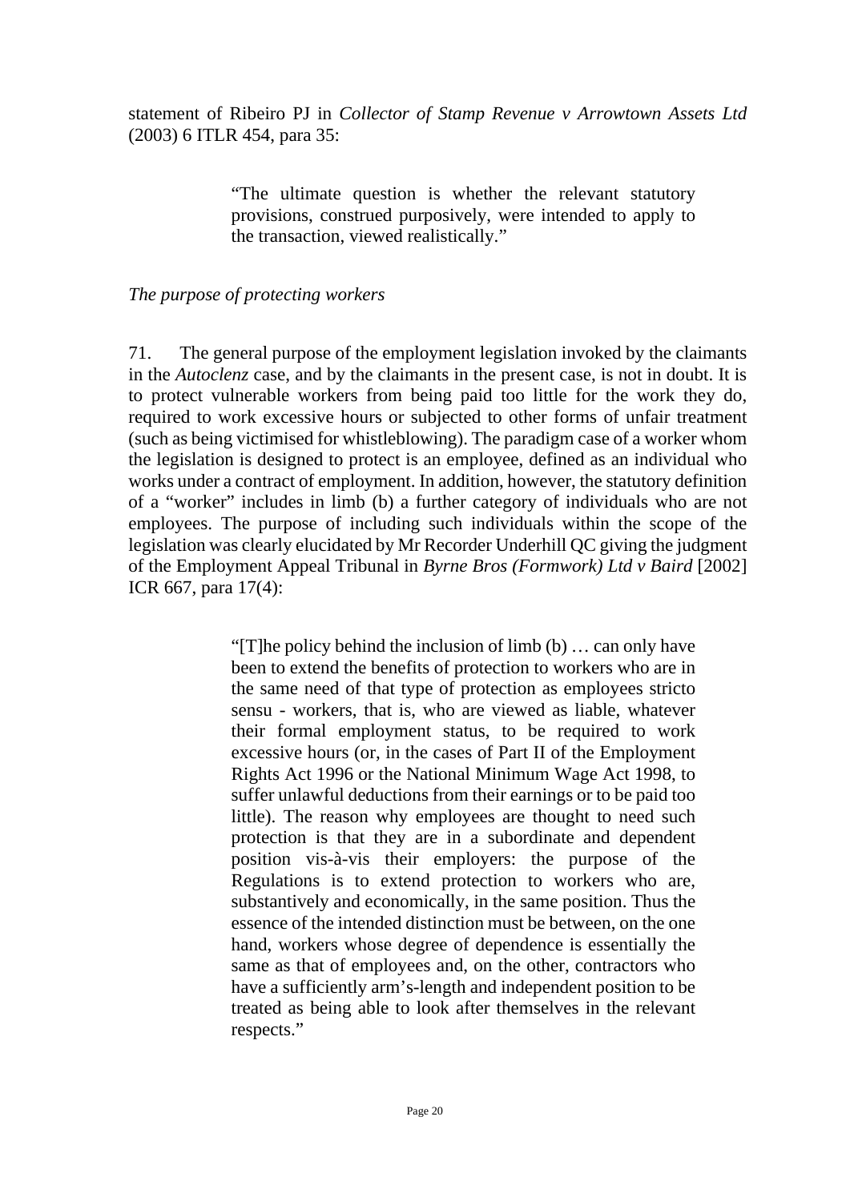statement of Ribeiro PJ in *Collector of Stamp Revenue v Arrowtown Assets Ltd* (2003) 6 ITLR 454, para 35:

> "The ultimate question is whether the relevant statutory provisions, construed purposively, were intended to apply to the transaction, viewed realistically."

*The purpose of protecting workers*

71. The general purpose of the employment legislation invoked by the claimants in the *Autoclenz* case, and by the claimants in the present case, is not in doubt. It is to protect vulnerable workers from being paid too little for the work they do, required to work excessive hours or subjected to other forms of unfair treatment (such as being victimised for whistleblowing). The paradigm case of a worker whom the legislation is designed to protect is an employee, defined as an individual who works under a contract of employment. In addition, however, the statutory definition of a "worker" includes in limb (b) a further category of individuals who are not employees. The purpose of including such individuals within the scope of the legislation was clearly elucidated by Mr Recorder Underhill QC giving the judgment of the Employment Appeal Tribunal in *Byrne Bros (Formwork) Ltd v Baird* [2002] ICR 667, para 17(4):

> "[T]he policy behind the inclusion of limb (b) … can only have been to extend the benefits of protection to workers who are in the same need of that type of protection as employees stricto sensu - workers, that is, who are viewed as liable, whatever their formal employment status, to be required to work excessive hours (or, in the cases of Part II of the Employment Rights Act 1996 or the National Minimum Wage Act 1998, to suffer unlawful deductions from their earnings or to be paid too little). The reason why employees are thought to need such protection is that they are in a subordinate and dependent position vis-à-vis their employers: the purpose of the Regulations is to extend protection to workers who are, substantively and economically, in the same position. Thus the essence of the intended distinction must be between, on the one hand, workers whose degree of dependence is essentially the same as that of employees and, on the other, contractors who have a sufficiently arm's-length and independent position to be treated as being able to look after themselves in the relevant respects."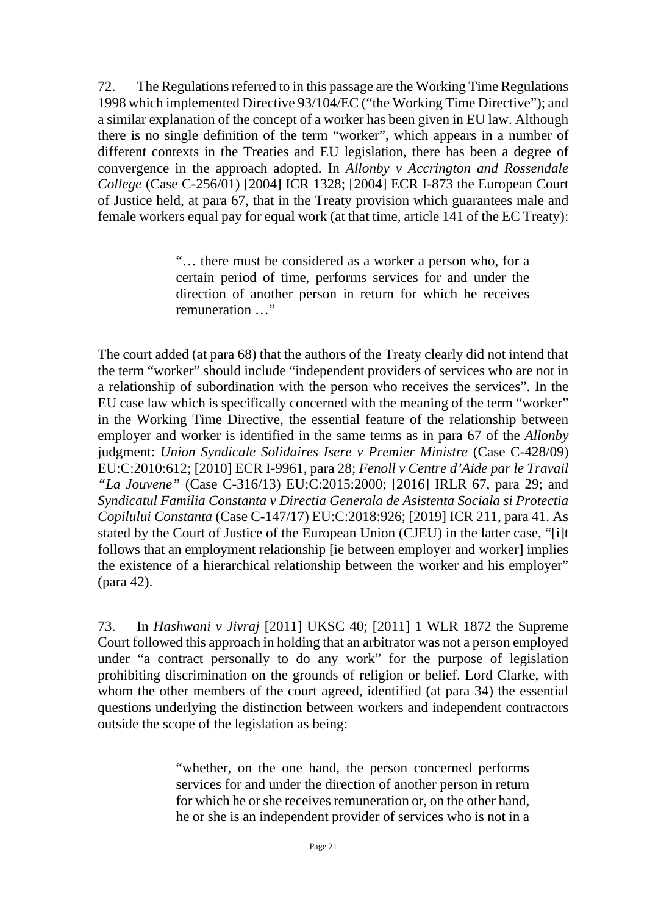72. The Regulations referred to in this passage are the Working Time Regulations 1998 which implemented Directive 93/104/EC ("the Working Time Directive"); and a similar explanation of the concept of a worker has been given in EU law. Although there is no single definition of the term "worker", which appears in a number of different contexts in the Treaties and EU legislation, there has been a degree of convergence in the approach adopted. In *Allonby v Accrington and Rossendale College* (Case C-256/01) [2004] ICR 1328; [2004] ECR I-873 the European Court of Justice held, at para 67, that in the Treaty provision which guarantees male and female workers equal pay for equal work (at that time, article 141 of the EC Treaty):

> "… there must be considered as a worker a person who, for a certain period of time, performs services for and under the direction of another person in return for which he receives remuneration …"

The court added (at para 68) that the authors of the Treaty clearly did not intend that the term "worker" should include "independent providers of services who are not in a relationship of subordination with the person who receives the services". In the EU case law which is specifically concerned with the meaning of the term "worker" in the Working Time Directive, the essential feature of the relationship between employer and worker is identified in the same terms as in para 67 of the *Allonby* judgment: *Union Syndicale Solidaires Isere v Premier Ministre* (Case C-428/09) EU:C:2010:612; [2010] ECR I-9961, para 28; *Fenoll v Centre d'Aide par le Travail "La Jouvene"* (Case C-316/13) EU:C:2015:2000; [2016] IRLR 67, para 29; and *Syndicatul Familia Constanta v Directia Generala de Asistenta Sociala si Protectia Copilului Constanta* (Case C-147/17) EU:C:2018:926; [2019] ICR 211, para 41. As stated by the Court of Justice of the European Union (CJEU) in the latter case, "[i]t follows that an employment relationship [ie between employer and worker] implies the existence of a hierarchical relationship between the worker and his employer" (para 42).

73. In *Hashwani v Jivraj* [2011] UKSC 40; [2011] 1 WLR 1872 the Supreme Court followed this approach in holding that an arbitrator was not a person employed under "a contract personally to do any work" for the purpose of legislation prohibiting discrimination on the grounds of religion or belief. Lord Clarke, with whom the other members of the court agreed, identified (at para 34) the essential questions underlying the distinction between workers and independent contractors outside the scope of the legislation as being:

> "whether, on the one hand, the person concerned performs services for and under the direction of another person in return for which he or she receives remuneration or, on the other hand, he or she is an independent provider of services who is not in a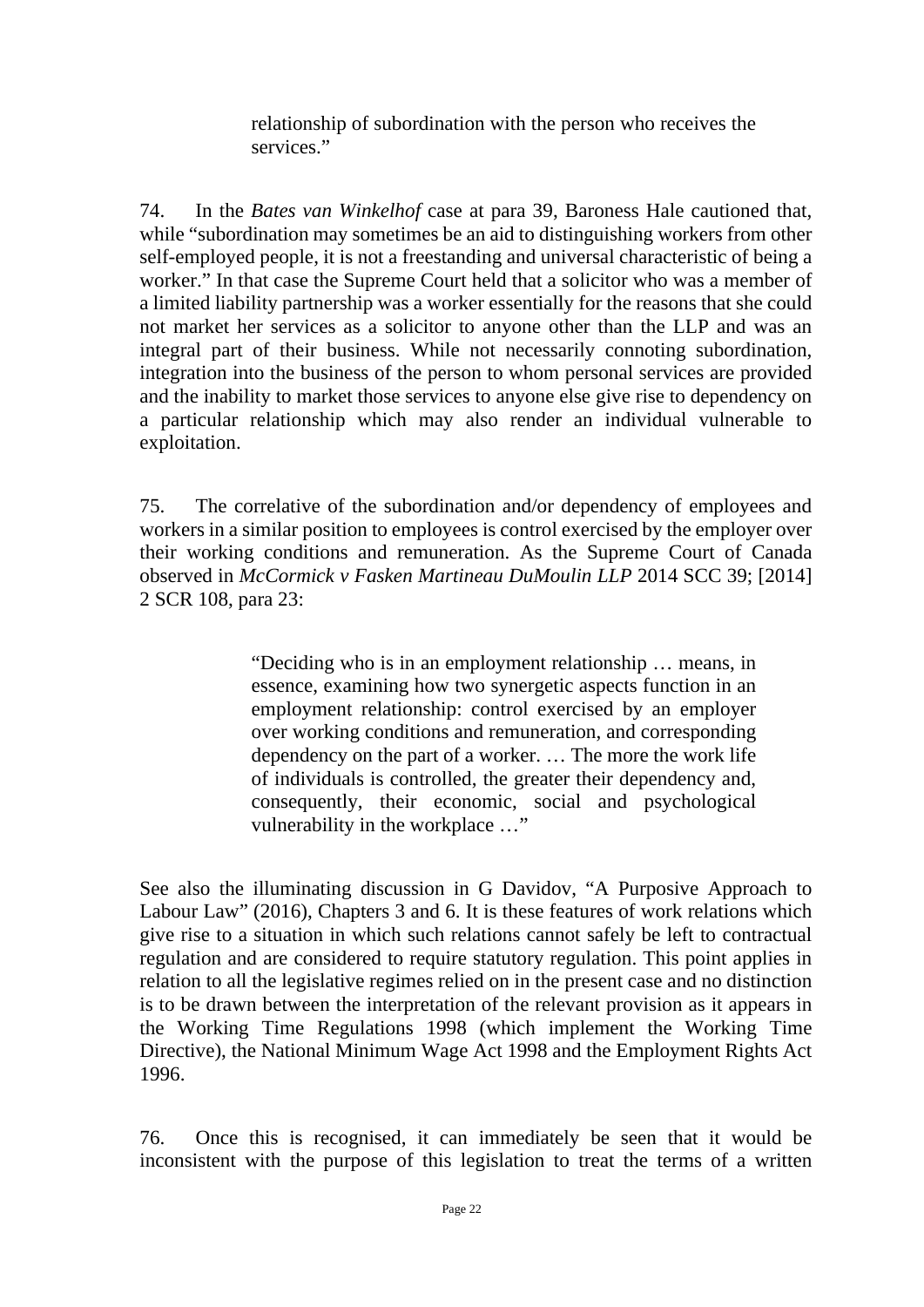> relationship of subordination with the person who receives the services."

74. In the *Bates van Winkelhof* case at para 39, Baroness Hale cautioned that, while "subordination may sometimes be an aid to distinguishing workers from other self-employed people, it is not a freestanding and universal characteristic of being a worker." In that case the Supreme Court held that a solicitor who was a member of a limited liability partnership was a worker essentially for the reasons that she could not market her services as a solicitor to anyone other than the LLP and was an integral part of their business. While not necessarily connoting subordination, integration into the business of the person to whom personal services are provided and the inability to market those services to anyone else give rise to dependency on a particular relationship which may also render an individual vulnerable to exploitation.

75. The correlative of the subordination and/or dependency of employees and workers in a similar position to employees is control exercised by the employer over their working conditions and remuneration. As the Supreme Court of Canada observed in *McCormick v Fasken Martineau DuMoulin LLP* 2014 SCC 39; [2014] 2 SCR 108, para 23:

> "Deciding who is in an employment relationship … means, in essence, examining how two synergetic aspects function in an employment relationship: control exercised by an employer over working conditions and remuneration, and corresponding dependency on the part of a worker. … The more the work life of individuals is controlled, the greater their dependency and, consequently, their economic, social and psychological vulnerability in the workplace …"

See also the illuminating discussion in G Davidov, "A Purposive Approach to Labour Law" (2016), Chapters 3 and 6. It is these features of work relations which give rise to a situation in which such relations cannot safely be left to contractual regulation and are considered to require statutory regulation. This point applies in relation to all the legislative regimes relied on in the present case and no distinction is to be drawn between the interpretation of the relevant provision as it appears in the Working Time Regulations 1998 (which implement the Working Time Directive), the National Minimum Wage Act 1998 and the Employment Rights Act 1996.

76. Once this is recognised, it can immediately be seen that it would be inconsistent with the purpose of this legislation to treat the terms of a written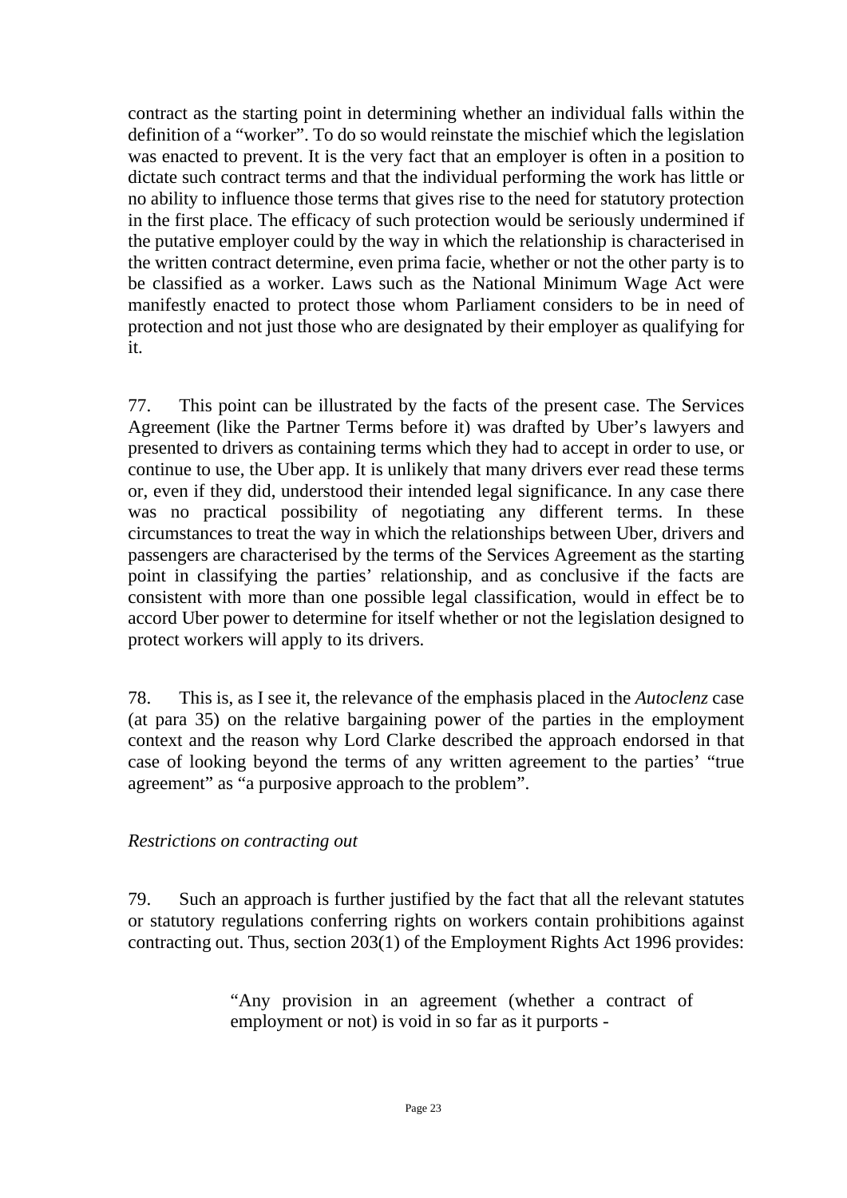contract as the starting point in determining whether an individual falls within the definition of a "worker". To do so would reinstate the mischief which the legislation was enacted to prevent. It is the very fact that an employer is often in a position to dictate such contract terms and that the individual performing the work has little or no ability to influence those terms that gives rise to the need for statutory protection in the first place. The efficacy of such protection would be seriously undermined if the putative employer could by the way in which the relationship is characterised in the written contract determine, even prima facie, whether or not the other party is to be classified as a worker. Laws such as the National Minimum Wage Act were manifestly enacted to protect those whom Parliament considers to be in need of protection and not just those who are designated by their employer as qualifying for it.

77. This point can be illustrated by the facts of the present case. The Services Agreement (like the Partner Terms before it) was drafted by Uber's lawyers and presented to drivers as containing terms which they had to accept in order to use, or continue to use, the Uber app. It is unlikely that many drivers ever read these terms or, even if they did, understood their intended legal significance. In any case there was no practical possibility of negotiating any different terms. In these circumstances to treat the way in which the relationships between Uber, drivers and passengers are characterised by the terms of the Services Agreement as the starting point in classifying the parties' relationship, and as conclusive if the facts are consistent with more than one possible legal classification, would in effect be to accord Uber power to determine for itself whether or not the legislation designed to protect workers will apply to its drivers.

78. This is, as I see it, the relevance of the emphasis placed in the *Autoclenz* case (at para 35) on the relative bargaining power of the parties in the employment context and the reason why Lord Clarke described the approach endorsed in that case of looking beyond the terms of any written agreement to the parties' "true agreement" as "a purposive approach to the problem".

*Restrictions on contracting out*

79. Such an approach is further justified by the fact that all the relevant statutes or statutory regulations conferring rights on workers contain prohibitions against contracting out. Thus, section 203(1) of the Employment Rights Act 1996 provides:

> "Any provision in an agreement (whether a contract of employment or not) is void in so far as it purports -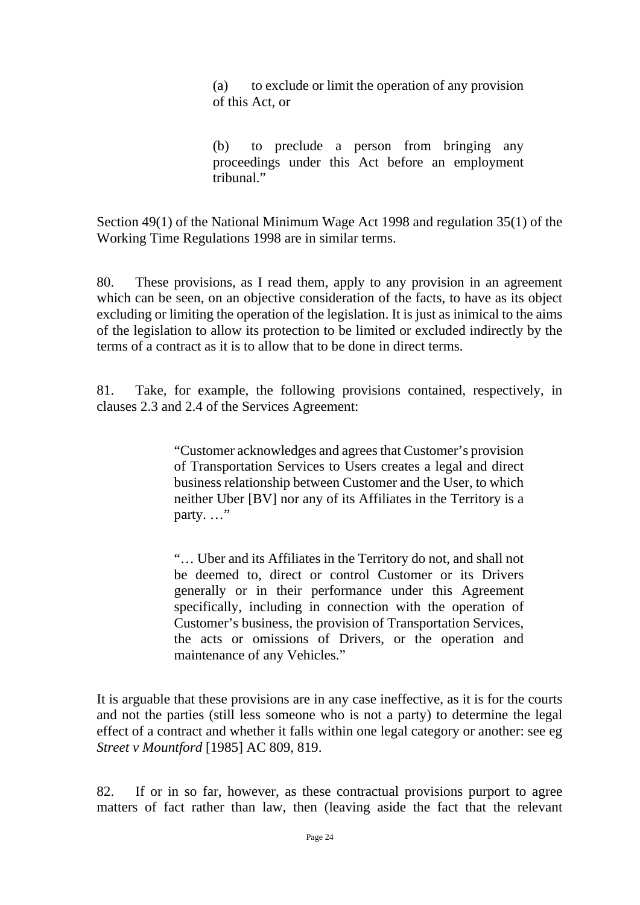> (a) to exclude or limit the operation of any provision of this Act, or
>
> (b) to preclude a person from bringing any proceedings under this Act before an employment tribunal."

Section 49(1) of the National Minimum Wage Act 1998 and regulation 35(1) of the Working Time Regulations 1998 are in similar terms.

80. These provisions, as I read them, apply to any provision in an agreement which can be seen, on an objective consideration of the facts, to have as its object excluding or limiting the operation of the legislation. It is just as inimical to the aims of the legislation to allow its protection to be limited or excluded indirectly by the terms of a contract as it is to allow that to be done in direct terms.

81. Take, for example, the following provisions contained, respectively, in clauses 2.3 and 2.4 of the Services Agreement:

> "Customer acknowledges and agrees that Customer's provision of Transportation Services to Users creates a legal and direct business relationship between Customer and the User, to which neither Uber [BV] nor any of its Affiliates in the Territory is a party. …"
>
> "… Uber and its Affiliates in the Territory do not, and shall not be deemed to, direct or control Customer or its Drivers generally or in their performance under this Agreement specifically, including in connection with the operation of Customer's business, the provision of Transportation Services, the acts or omissions of Drivers, or the operation and maintenance of any Vehicles."

It is arguable that these provisions are in any case ineffective, as it is for the courts and not the parties (still less someone who is not a party) to determine the legal effect of a contract and whether it falls within one legal category or another: see eg *Street v Mountford* [1985] AC 809, 819.

82. If or in so far, however, as these contractual provisions purport to agree matters of fact rather than law, then (leaving aside the fact that the relevant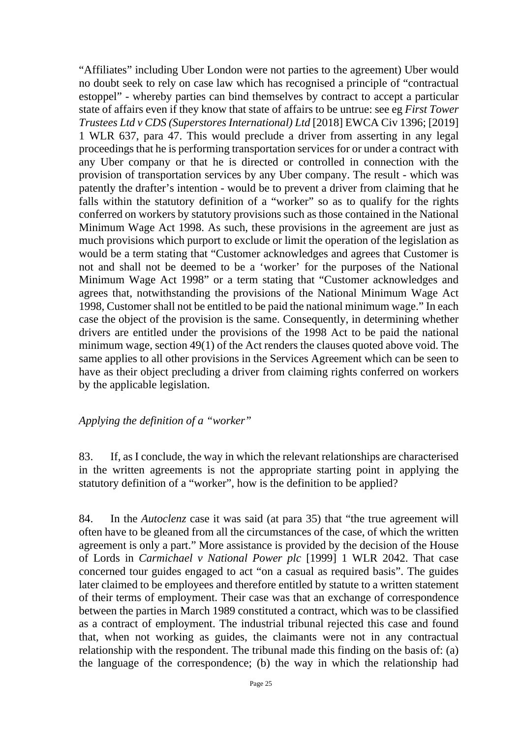"Affiliates" including Uber London were not parties to the agreement) Uber would no doubt seek to rely on case law which has recognised a principle of "contractual estoppel" - whereby parties can bind themselves by contract to accept a particular state of affairs even if they know that state of affairs to be untrue: see eg *First Tower Trustees Ltd v CDS (Superstores International) Ltd* [2018] EWCA Civ 1396; [2019] 1 WLR 637, para 47. This would preclude a driver from asserting in any legal proceedings that he is performing transportation services for or under a contract with any Uber company or that he is directed or controlled in connection with the provision of transportation services by any Uber company. The result - which was patently the drafter's intention - would be to prevent a driver from claiming that he falls within the statutory definition of a "worker" so as to qualify for the rights conferred on workers by statutory provisions such as those contained in the National Minimum Wage Act 1998. As such, these provisions in the agreement are just as much provisions which purport to exclude or limit the operation of the legislation as would be a term stating that "Customer acknowledges and agrees that Customer is not and shall not be deemed to be a 'worker' for the purposes of the National Minimum Wage Act 1998" or a term stating that "Customer acknowledges and agrees that, notwithstanding the provisions of the National Minimum Wage Act 1998, Customer shall not be entitled to be paid the national minimum wage." In each case the object of the provision is the same. Consequently, in determining whether drivers are entitled under the provisions of the 1998 Act to be paid the national minimum wage, section 49(1) of the Act renders the clauses quoted above void. The same applies to all other provisions in the Services Agreement which can be seen to have as their object precluding a driver from claiming rights conferred on workers by the applicable legislation.

*Applying the definition of a "worker"*

83. If, as I conclude, the way in which the relevant relationships are characterised in the written agreements is not the appropriate starting point in applying the statutory definition of a "worker", how is the definition to be applied?

84. In the *Autoclenz* case it was said (at para 35) that "the true agreement will often have to be gleaned from all the circumstances of the case, of which the written agreement is only a part." More assistance is provided by the decision of the House of Lords in *Carmichael v National Power plc* [1999] 1 WLR 2042. That case concerned tour guides engaged to act "on a casual as required basis". The guides later claimed to be employees and therefore entitled by statute to a written statement of their terms of employment. Their case was that an exchange of correspondence between the parties in March 1989 constituted a contract, which was to be classified as a contract of employment. The industrial tribunal rejected this case and found that, when not working as guides, the claimants were not in any contractual relationship with the respondent. The tribunal made this finding on the basis of: (a) the language of the correspondence; (b) the way in which the relationship had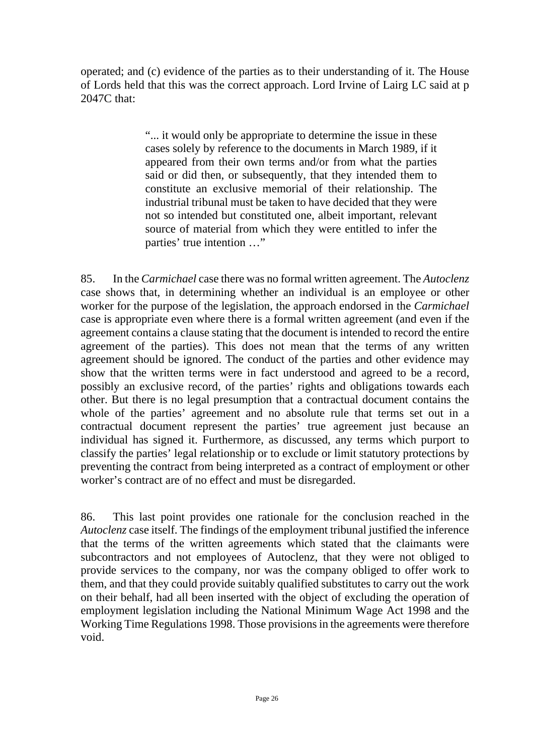operated; and (c) evidence of the parties as to their understanding of it. The House of Lords held that this was the correct approach. Lord Irvine of Lairg LC said at p 2047C that:

> "... it would only be appropriate to determine the issue in these cases solely by reference to the documents in March 1989, if it appeared from their own terms and/or from what the parties said or did then, or subsequently, that they intended them to constitute an exclusive memorial of their relationship. The industrial tribunal must be taken to have decided that they were not so intended but constituted one, albeit important, relevant source of material from which they were entitled to infer the parties' true intention …"

85. In the *Carmichael* case there was no formal written agreement. The *Autoclenz* case shows that, in determining whether an individual is an employee or other worker for the purpose of the legislation, the approach endorsed in the *Carmichael* case is appropriate even where there is a formal written agreement (and even if the agreement contains a clause stating that the document is intended to record the entire agreement of the parties). This does not mean that the terms of any written agreement should be ignored. The conduct of the parties and other evidence may show that the written terms were in fact understood and agreed to be a record, possibly an exclusive record, of the parties' rights and obligations towards each other. But there is no legal presumption that a contractual document contains the whole of the parties' agreement and no absolute rule that terms set out in a contractual document represent the parties' true agreement just because an individual has signed it. Furthermore, as discussed, any terms which purport to classify the parties' legal relationship or to exclude or limit statutory protections by preventing the contract from being interpreted as a contract of employment or other worker's contract are of no effect and must be disregarded.

86. This last point provides one rationale for the conclusion reached in the *Autoclenz* case itself. The findings of the employment tribunal justified the inference that the terms of the written agreements which stated that the claimants were subcontractors and not employees of Autoclenz, that they were not obliged to provide services to the company, nor was the company obliged to offer work to them, and that they could provide suitably qualified substitutes to carry out the work on their behalf, had all been inserted with the object of excluding the operation of employment legislation including the National Minimum Wage Act 1998 and the Working Time Regulations 1998. Those provisions in the agreements were therefore void.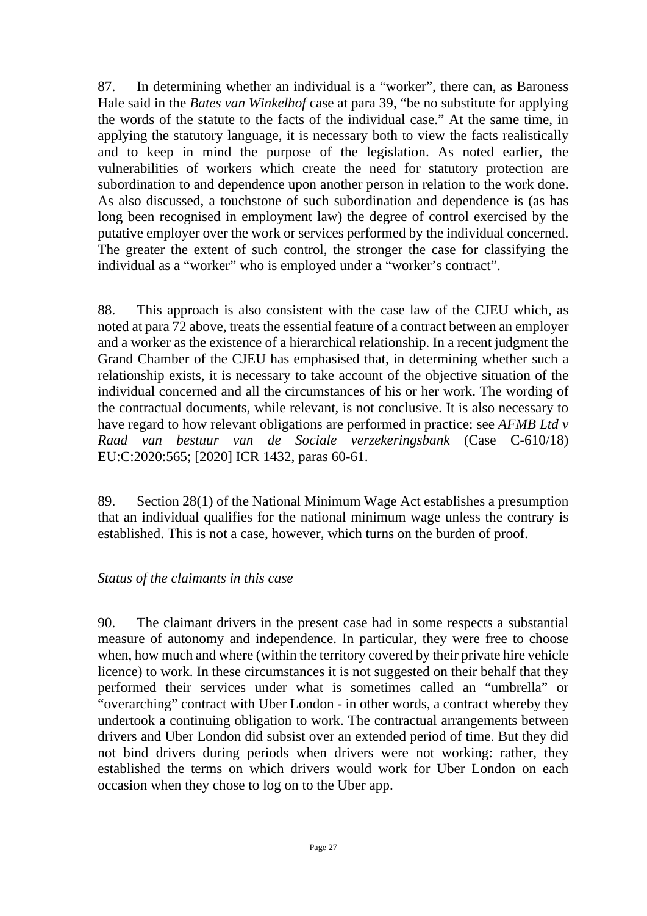87. In determining whether an individual is a "worker", there can, as Baroness Hale said in the *Bates van Winkelhof* case at para 39, "be no substitute for applying the words of the statute to the facts of the individual case." At the same time, in applying the statutory language, it is necessary both to view the facts realistically and to keep in mind the purpose of the legislation. As noted earlier, the vulnerabilities of workers which create the need for statutory protection are subordination to and dependence upon another person in relation to the work done. As also discussed, a touchstone of such subordination and dependence is (as has long been recognised in employment law) the degree of control exercised by the putative employer over the work or services performed by the individual concerned. The greater the extent of such control, the stronger the case for classifying the individual as a "worker" who is employed under a "worker's contract".

88. This approach is also consistent with the case law of the CJEU which, as noted at para 72 above, treats the essential feature of a contract between an employer and a worker as the existence of a hierarchical relationship. In a recent judgment the Grand Chamber of the CJEU has emphasised that, in determining whether such a relationship exists, it is necessary to take account of the objective situation of the individual concerned and all the circumstances of his or her work. The wording of the contractual documents, while relevant, is not conclusive. It is also necessary to have regard to how relevant obligations are performed in practice: see *AFMB Ltd v Raad van bestuur van de Sociale verzekeringsbank* (Case C-610/18) EU:C:2020:565; [2020] ICR 1432, paras 60-61.

89. Section 28(1) of the National Minimum Wage Act establishes a presumption that an individual qualifies for the national minimum wage unless the contrary is established. This is not a case, however, which turns on the burden of proof.

*Status of the claimants in this case*

90. The claimant drivers in the present case had in some respects a substantial measure of autonomy and independence. In particular, they were free to choose when, how much and where (within the territory covered by their private hire vehicle licence) to work. In these circumstances it is not suggested on their behalf that they performed their services under what is sometimes called an "umbrella" or "overarching" contract with Uber London - in other words, a contract whereby they undertook a continuing obligation to work. The contractual arrangements between drivers and Uber London did subsist over an extended period of time. But they did not bind drivers during periods when drivers were not working: rather, they established the terms on which drivers would work for Uber London on each occasion when they chose to log on to the Uber app.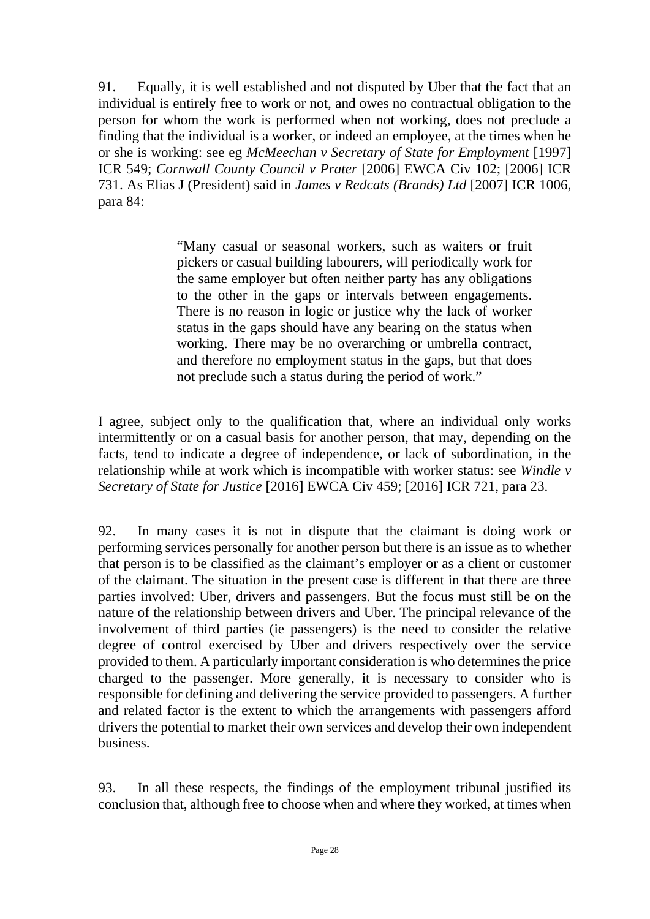91. Equally, it is well established and not disputed by Uber that the fact that an individual is entirely free to work or not, and owes no contractual obligation to the person for whom the work is performed when not working, does not preclude a finding that the individual is a worker, or indeed an employee, at the times when he or she is working: see eg *McMeechan v Secretary of State for Employment* [1997] ICR 549; *Cornwall County Council v Prater* [2006] EWCA Civ 102; [2006] ICR 731. As Elias J (President) said in *James v Redcats (Brands) Ltd* [2007] ICR 1006, para 84:

> "Many casual or seasonal workers, such as waiters or fruit pickers or casual building labourers, will periodically work for the same employer but often neither party has any obligations to the other in the gaps or intervals between engagements. There is no reason in logic or justice why the lack of worker status in the gaps should have any bearing on the status when working. There may be no overarching or umbrella contract, and therefore no employment status in the gaps, but that does not preclude such a status during the period of work."

I agree, subject only to the qualification that, where an individual only works intermittently or on a casual basis for another person, that may, depending on the facts, tend to indicate a degree of independence, or lack of subordination, in the relationship while at work which is incompatible with worker status: see *Windle v Secretary of State for Justice* [2016] EWCA Civ 459; [2016] ICR 721, para 23.

92. In many cases it is not in dispute that the claimant is doing work or performing services personally for another person but there is an issue as to whether that person is to be classified as the claimant's employer or as a client or customer of the claimant. The situation in the present case is different in that there are three parties involved: Uber, drivers and passengers. But the focus must still be on the nature of the relationship between drivers and Uber. The principal relevance of the involvement of third parties (ie passengers) is the need to consider the relative degree of control exercised by Uber and drivers respectively over the service provided to them. A particularly important consideration is who determines the price charged to the passenger. More generally, it is necessary to consider who is responsible for defining and delivering the service provided to passengers. A further and related factor is the extent to which the arrangements with passengers afford drivers the potential to market their own services and develop their own independent business.

93. In all these respects, the findings of the employment tribunal justified its conclusion that, although free to choose when and where they worked, at times when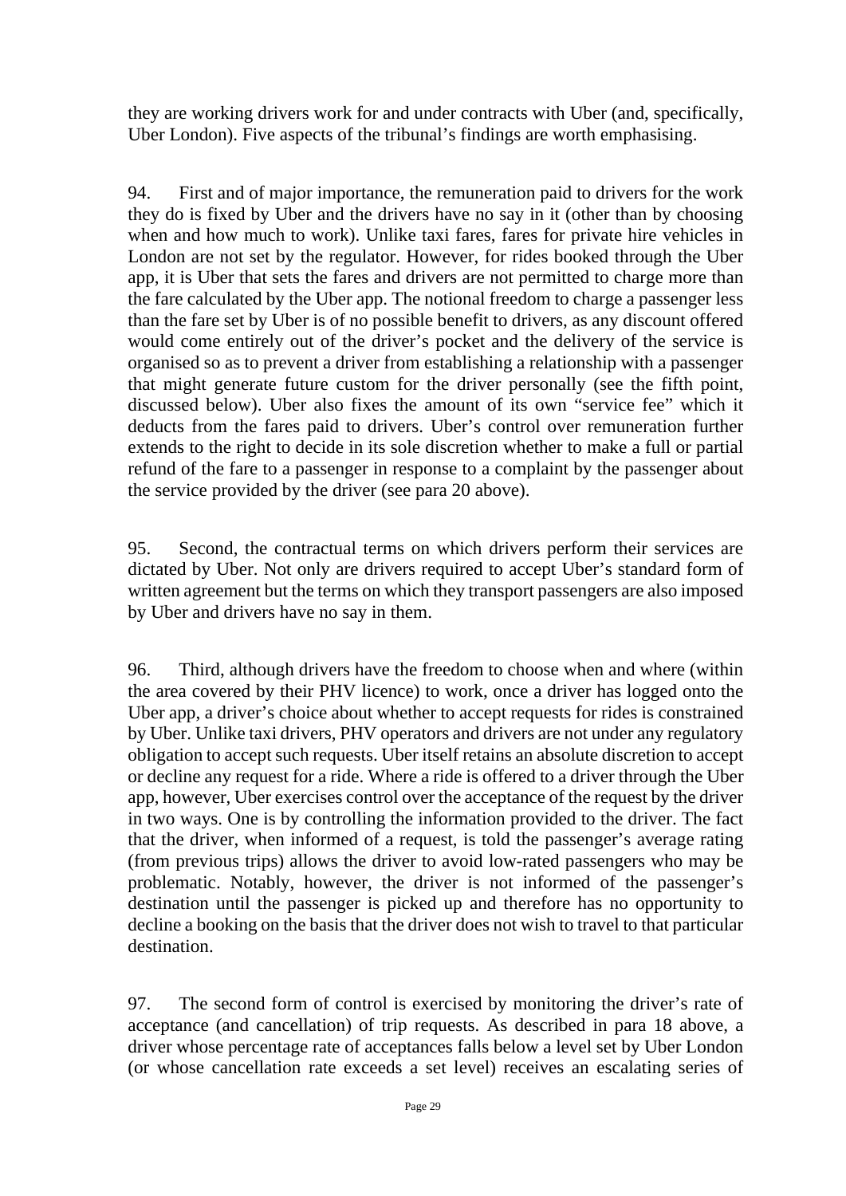they are working drivers work for and under contracts with Uber (and, specifically, Uber London). Five aspects of the tribunal's findings are worth emphasising.

94. First and of major importance, the remuneration paid to drivers for the work they do is fixed by Uber and the drivers have no say in it (other than by choosing when and how much to work). Unlike taxi fares, fares for private hire vehicles in London are not set by the regulator. However, for rides booked through the Uber app, it is Uber that sets the fares and drivers are not permitted to charge more than the fare calculated by the Uber app. The notional freedom to charge a passenger less than the fare set by Uber is of no possible benefit to drivers, as any discount offered would come entirely out of the driver's pocket and the delivery of the service is organised so as to prevent a driver from establishing a relationship with a passenger that might generate future custom for the driver personally (see the fifth point, discussed below). Uber also fixes the amount of its own "service fee" which it deducts from the fares paid to drivers. Uber's control over remuneration further extends to the right to decide in its sole discretion whether to make a full or partial refund of the fare to a passenger in response to a complaint by the passenger about the service provided by the driver (see para 20 above).

95. Second, the contractual terms on which drivers perform their services are dictated by Uber. Not only are drivers required to accept Uber's standard form of written agreement but the terms on which they transport passengers are also imposed by Uber and drivers have no say in them.

96. Third, although drivers have the freedom to choose when and where (within the area covered by their PHV licence) to work, once a driver has logged onto the Uber app, a driver's choice about whether to accept requests for rides is constrained by Uber. Unlike taxi drivers, PHV operators and drivers are not under any regulatory obligation to accept such requests. Uber itself retains an absolute discretion to accept or decline any request for a ride. Where a ride is offered to a driver through the Uber app, however, Uber exercises control over the acceptance of the request by the driver in two ways. One is by controlling the information provided to the driver. The fact that the driver, when informed of a request, is told the passenger's average rating (from previous trips) allows the driver to avoid low-rated passengers who may be problematic. Notably, however, the driver is not informed of the passenger's destination until the passenger is picked up and therefore has no opportunity to decline a booking on the basis that the driver does not wish to travel to that particular destination.

97. The second form of control is exercised by monitoring the driver's rate of acceptance (and cancellation) of trip requests. As described in para 18 above, a driver whose percentage rate of acceptances falls below a level set by Uber London (or whose cancellation rate exceeds a set level) receives an escalating series of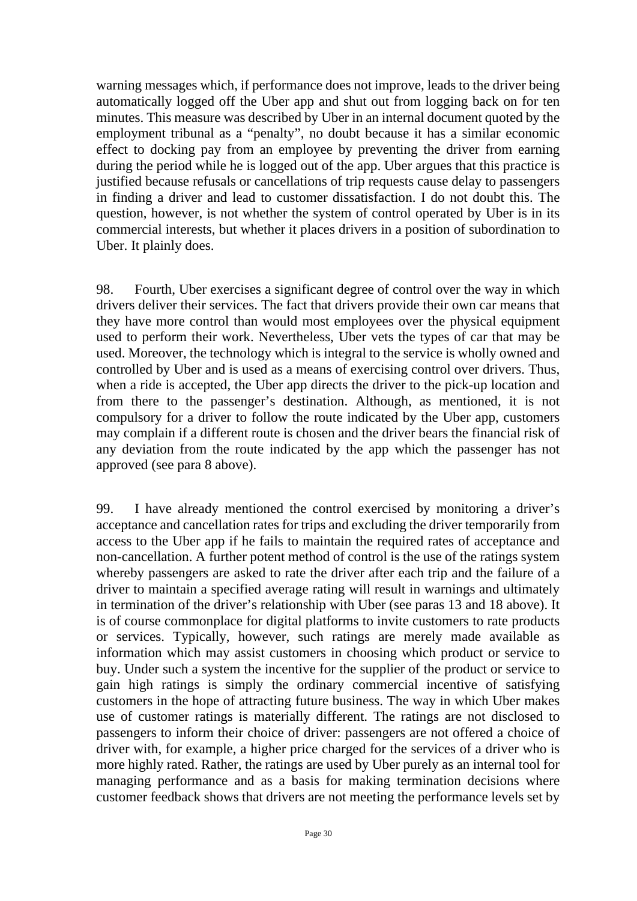warning messages which, if performance does not improve, leads to the driver being automatically logged off the Uber app and shut out from logging back on for ten minutes. This measure was described by Uber in an internal document quoted by the employment tribunal as a "penalty", no doubt because it has a similar economic effect to docking pay from an employee by preventing the driver from earning during the period while he is logged out of the app. Uber argues that this practice is justified because refusals or cancellations of trip requests cause delay to passengers in finding a driver and lead to customer dissatisfaction. I do not doubt this. The question, however, is not whether the system of control operated by Uber is in its commercial interests, but whether it places drivers in a position of subordination to Uber. It plainly does.

98. Fourth, Uber exercises a significant degree of control over the way in which drivers deliver their services. The fact that drivers provide their own car means that they have more control than would most employees over the physical equipment used to perform their work. Nevertheless, Uber vets the types of car that may be used. Moreover, the technology which is integral to the service is wholly owned and controlled by Uber and is used as a means of exercising control over drivers. Thus, when a ride is accepted, the Uber app directs the driver to the pick-up location and from there to the passenger's destination. Although, as mentioned, it is not compulsory for a driver to follow the route indicated by the Uber app, customers may complain if a different route is chosen and the driver bears the financial risk of any deviation from the route indicated by the app which the passenger has not approved (see para 8 above).

99. I have already mentioned the control exercised by monitoring a driver's acceptance and cancellation rates for trips and excluding the driver temporarily from access to the Uber app if he fails to maintain the required rates of acceptance and non-cancellation. A further potent method of control is the use of the ratings system whereby passengers are asked to rate the driver after each trip and the failure of a driver to maintain a specified average rating will result in warnings and ultimately in termination of the driver's relationship with Uber (see paras 13 and 18 above). It is of course commonplace for digital platforms to invite customers to rate products or services. Typically, however, such ratings are merely made available as information which may assist customers in choosing which product or service to buy. Under such a system the incentive for the supplier of the product or service to gain high ratings is simply the ordinary commercial incentive of satisfying customers in the hope of attracting future business. The way in which Uber makes use of customer ratings is materially different. The ratings are not disclosed to passengers to inform their choice of driver: passengers are not offered a choice of driver with, for example, a higher price charged for the services of a driver who is more highly rated. Rather, the ratings are used by Uber purely as an internal tool for managing performance and as a basis for making termination decisions where customer feedback shows that drivers are not meeting the performance levels set by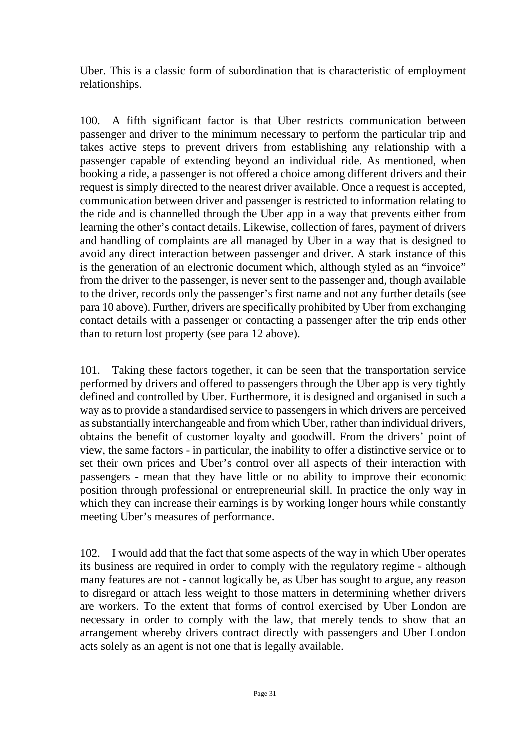Uber. This is a classic form of subordination that is characteristic of employment relationships.

100. A fifth significant factor is that Uber restricts communication between passenger and driver to the minimum necessary to perform the particular trip and takes active steps to prevent drivers from establishing any relationship with a passenger capable of extending beyond an individual ride. As mentioned, when booking a ride, a passenger is not offered a choice among different drivers and their request is simply directed to the nearest driver available. Once a request is accepted, communication between driver and passenger is restricted to information relating to the ride and is channelled through the Uber app in a way that prevents either from learning the other's contact details. Likewise, collection of fares, payment of drivers and handling of complaints are all managed by Uber in a way that is designed to avoid any direct interaction between passenger and driver. A stark instance of this is the generation of an electronic document which, although styled as an "invoice" from the driver to the passenger, is never sent to the passenger and, though available to the driver, records only the passenger's first name and not any further details (see para 10 above). Further, drivers are specifically prohibited by Uber from exchanging contact details with a passenger or contacting a passenger after the trip ends other than to return lost property (see para 12 above).

101. Taking these factors together, it can be seen that the transportation service performed by drivers and offered to passengers through the Uber app is very tightly defined and controlled by Uber. Furthermore, it is designed and organised in such a way as to provide a standardised service to passengers in which drivers are perceived as substantially interchangeable and from which Uber, rather than individual drivers, obtains the benefit of customer loyalty and goodwill. From the drivers' point of view, the same factors - in particular, the inability to offer a distinctive service or to set their own prices and Uber's control over all aspects of their interaction with passengers - mean that they have little or no ability to improve their economic position through professional or entrepreneurial skill. In practice the only way in which they can increase their earnings is by working longer hours while constantly meeting Uber's measures of performance.

102. I would add that the fact that some aspects of the way in which Uber operates its business are required in order to comply with the regulatory regime - although many features are not - cannot logically be, as Uber has sought to argue, any reason to disregard or attach less weight to those matters in determining whether drivers are workers. To the extent that forms of control exercised by Uber London are necessary in order to comply with the law, that merely tends to show that an arrangement whereby drivers contract directly with passengers and Uber London acts solely as an agent is not one that is legally available.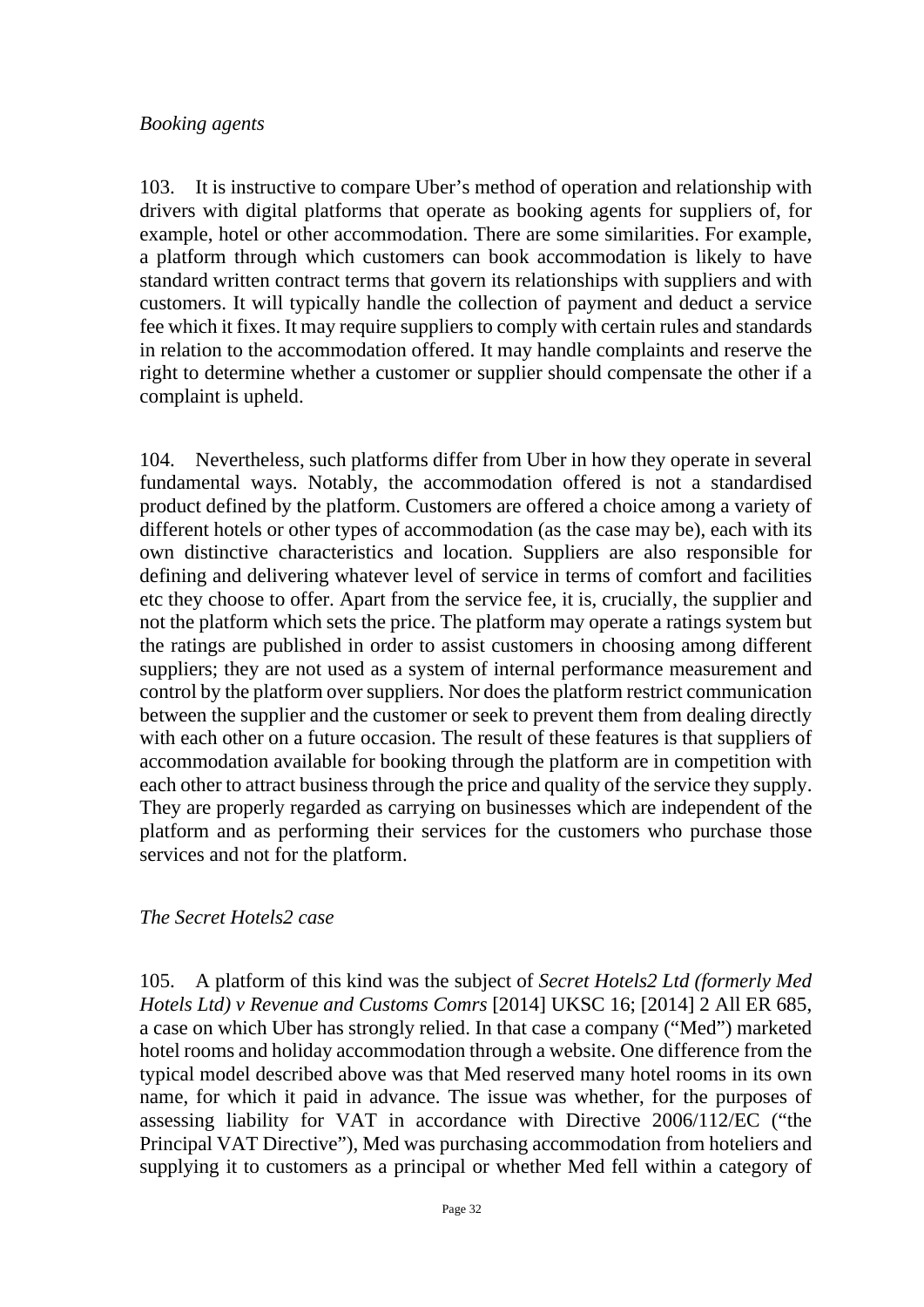*Booking agents*

103. It is instructive to compare Uber's method of operation and relationship with drivers with digital platforms that operate as booking agents for suppliers of, for example, hotel or other accommodation. There are some similarities. For example, a platform through which customers can book accommodation is likely to have standard written contract terms that govern its relationships with suppliers and with customers. It will typically handle the collection of payment and deduct a service fee which it fixes. It may require suppliers to comply with certain rules and standards in relation to the accommodation offered. It may handle complaints and reserve the right to determine whether a customer or supplier should compensate the other if a complaint is upheld.

104. Nevertheless, such platforms differ from Uber in how they operate in several fundamental ways. Notably, the accommodation offered is not a standardised product defined by the platform. Customers are offered a choice among a variety of different hotels or other types of accommodation (as the case may be), each with its own distinctive characteristics and location. Suppliers are also responsible for defining and delivering whatever level of service in terms of comfort and facilities etc they choose to offer. Apart from the service fee, it is, crucially, the supplier and not the platform which sets the price. The platform may operate a ratings system but the ratings are published in order to assist customers in choosing among different suppliers; they are not used as a system of internal performance measurement and control by the platform over suppliers. Nor does the platform restrict communication between the supplier and the customer or seek to prevent them from dealing directly with each other on a future occasion. The result of these features is that suppliers of accommodation available for booking through the platform are in competition with each other to attract business through the price and quality of the service they supply. They are properly regarded as carrying on businesses which are independent of the platform and as performing their services for the customers who purchase those services and not for the platform.

*The Secret Hotels2 case*

105. A platform of this kind was the subject of *Secret Hotels2 Ltd (formerly Med Hotels Ltd) v Revenue and Customs Comrs* [2014] UKSC 16; [2014] 2 All ER 685, a case on which Uber has strongly relied. In that case a company ("Med") marketed hotel rooms and holiday accommodation through a website. One difference from the typical model described above was that Med reserved many hotel rooms in its own name, for which it paid in advance. The issue was whether, for the purposes of assessing liability for VAT in accordance with Directive 2006/112/EC ("the Principal VAT Directive"), Med was purchasing accommodation from hoteliers and supplying it to customers as a principal or whether Med fell within a category of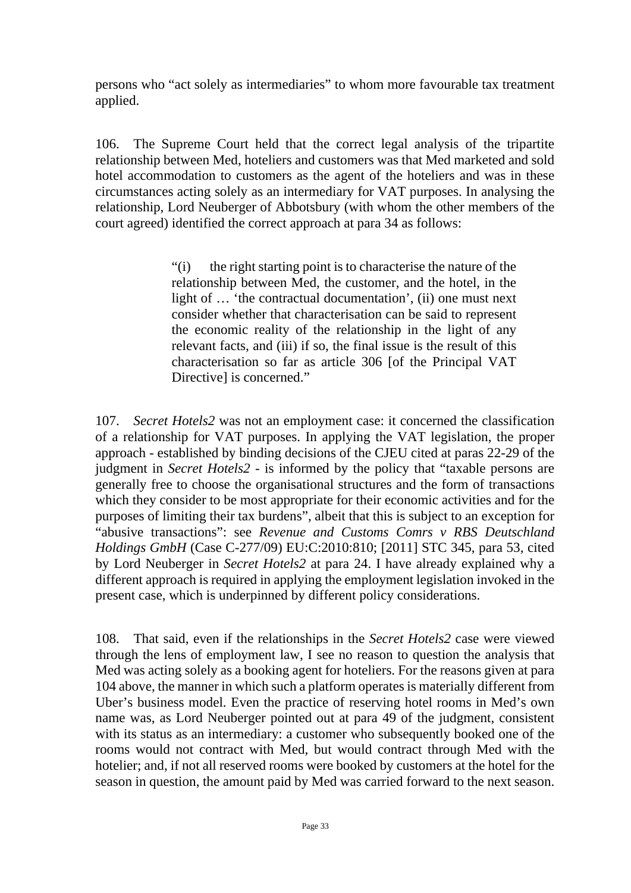persons who "act solely as intermediaries" to whom more favourable tax treatment applied.

106. The Supreme Court held that the correct legal analysis of the tripartite relationship between Med, hoteliers and customers was that Med marketed and sold hotel accommodation to customers as the agent of the hoteliers and was in these circumstances acting solely as an intermediary for VAT purposes. In analysing the relationship, Lord Neuberger of Abbotsbury (with whom the other members of the court agreed) identified the correct approach at para 34 as follows:

> "(i) the right starting point is to characterise the nature of the relationship between Med, the customer, and the hotel, in the light of … 'the contractual documentation', (ii) one must next consider whether that characterisation can be said to represent the economic reality of the relationship in the light of any relevant facts, and (iii) if so, the final issue is the result of this characterisation so far as article 306 [of the Principal VAT Directive] is concerned."

107. *Secret Hotels2* was not an employment case: it concerned the classification of a relationship for VAT purposes. In applying the VAT legislation, the proper approach - established by binding decisions of the CJEU cited at paras 22-29 of the judgment in *Secret Hotels2* - is informed by the policy that "taxable persons are generally free to choose the organisational structures and the form of transactions which they consider to be most appropriate for their economic activities and for the purposes of limiting their tax burdens", albeit that this is subject to an exception for "abusive transactions": see *Revenue and Customs Comrs v RBS Deutschland Holdings GmbH* (Case C-277/09) EU:C:2010:810; [2011] STC 345, para 53, cited by Lord Neuberger in *Secret Hotels2* at para 24. I have already explained why a different approach is required in applying the employment legislation invoked in the present case, which is underpinned by different policy considerations.

108. That said, even if the relationships in the *Secret Hotels2* case were viewed through the lens of employment law, I see no reason to question the analysis that Med was acting solely as a booking agent for hoteliers. For the reasons given at para 104 above, the manner in which such a platform operates is materially different from Uber's business model. Even the practice of reserving hotel rooms in Med's own name was, as Lord Neuberger pointed out at para 49 of the judgment, consistent with its status as an intermediary: a customer who subsequently booked one of the rooms would not contract with Med, but would contract through Med with the hotelier; and, if not all reserved rooms were booked by customers at the hotel for the season in question, the amount paid by Med was carried forward to the next season.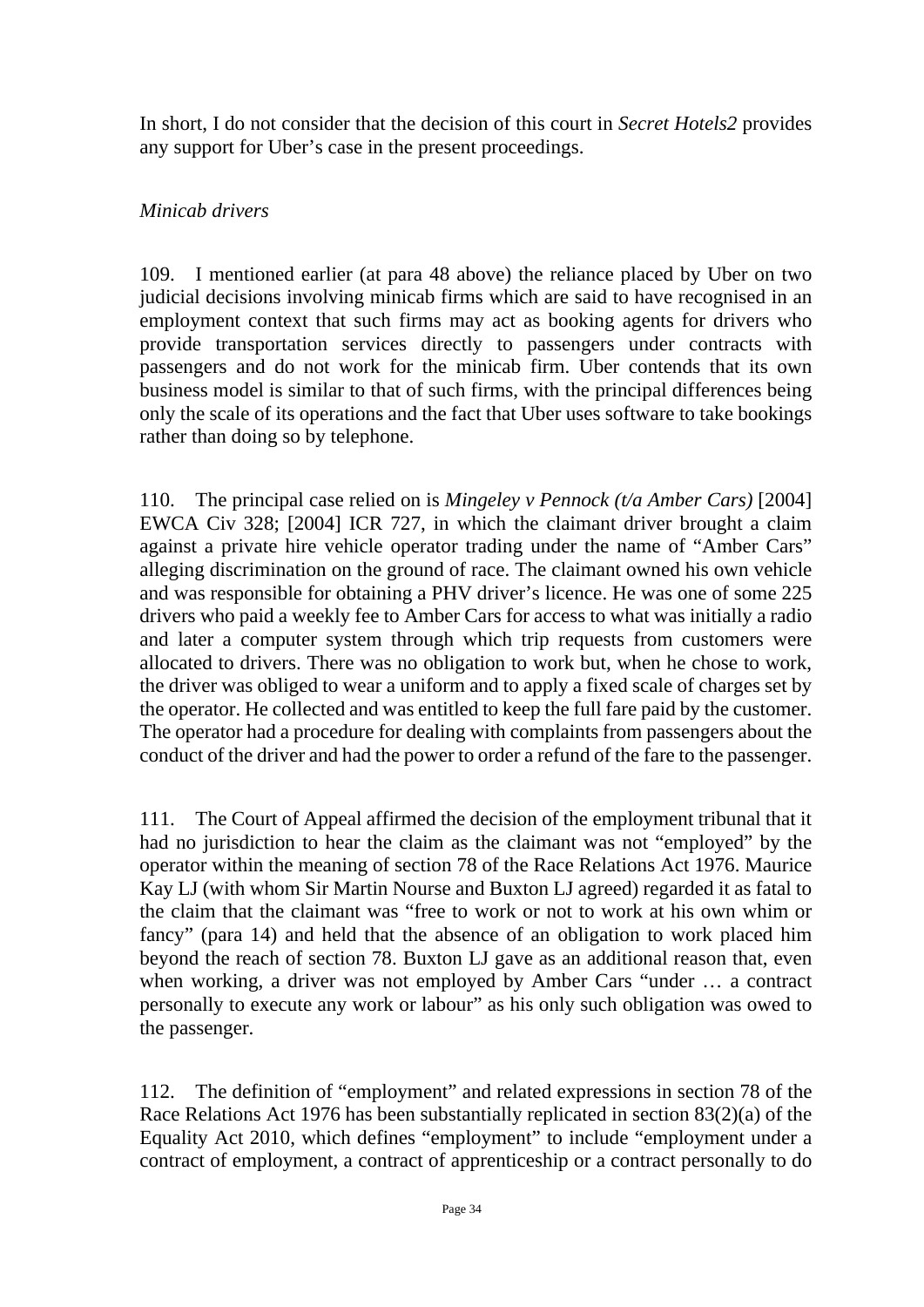In short, I do not consider that the decision of this court in *Secret Hotels2* provides any support for Uber's case in the present proceedings.

*Minicab drivers*

109. I mentioned earlier (at para 48 above) the reliance placed by Uber on two judicial decisions involving minicab firms which are said to have recognised in an employment context that such firms may act as booking agents for drivers who provide transportation services directly to passengers under contracts with passengers and do not work for the minicab firm. Uber contends that its own business model is similar to that of such firms, with the principal differences being only the scale of its operations and the fact that Uber uses software to take bookings rather than doing so by telephone.

110. The principal case relied on is *Mingeley v Pennock (t/a Amber Cars)* [2004] EWCA Civ 328; [2004] ICR 727, in which the claimant driver brought a claim against a private hire vehicle operator trading under the name of "Amber Cars" alleging discrimination on the ground of race. The claimant owned his own vehicle and was responsible for obtaining a PHV driver's licence. He was one of some 225 drivers who paid a weekly fee to Amber Cars for access to what was initially a radio and later a computer system through which trip requests from customers were allocated to drivers. There was no obligation to work but, when he chose to work, the driver was obliged to wear a uniform and to apply a fixed scale of charges set by the operator. He collected and was entitled to keep the full fare paid by the customer. The operator had a procedure for dealing with complaints from passengers about the conduct of the driver and had the power to order a refund of the fare to the passenger.

111. The Court of Appeal affirmed the decision of the employment tribunal that it had no jurisdiction to hear the claim as the claimant was not "employed" by the operator within the meaning of section 78 of the Race Relations Act 1976. Maurice Kay LJ (with whom Sir Martin Nourse and Buxton LJ agreed) regarded it as fatal to the claim that the claimant was "free to work or not to work at his own whim or fancy" (para 14) and held that the absence of an obligation to work placed him beyond the reach of section 78. Buxton LJ gave as an additional reason that, even when working, a driver was not employed by Amber Cars "under … a contract personally to execute any work or labour" as his only such obligation was owed to the passenger.

112. The definition of "employment" and related expressions in section 78 of the Race Relations Act 1976 has been substantially replicated in section 83(2)(a) of the Equality Act 2010, which defines "employment" to include "employment under a contract of employment, a contract of apprenticeship or a contract personally to do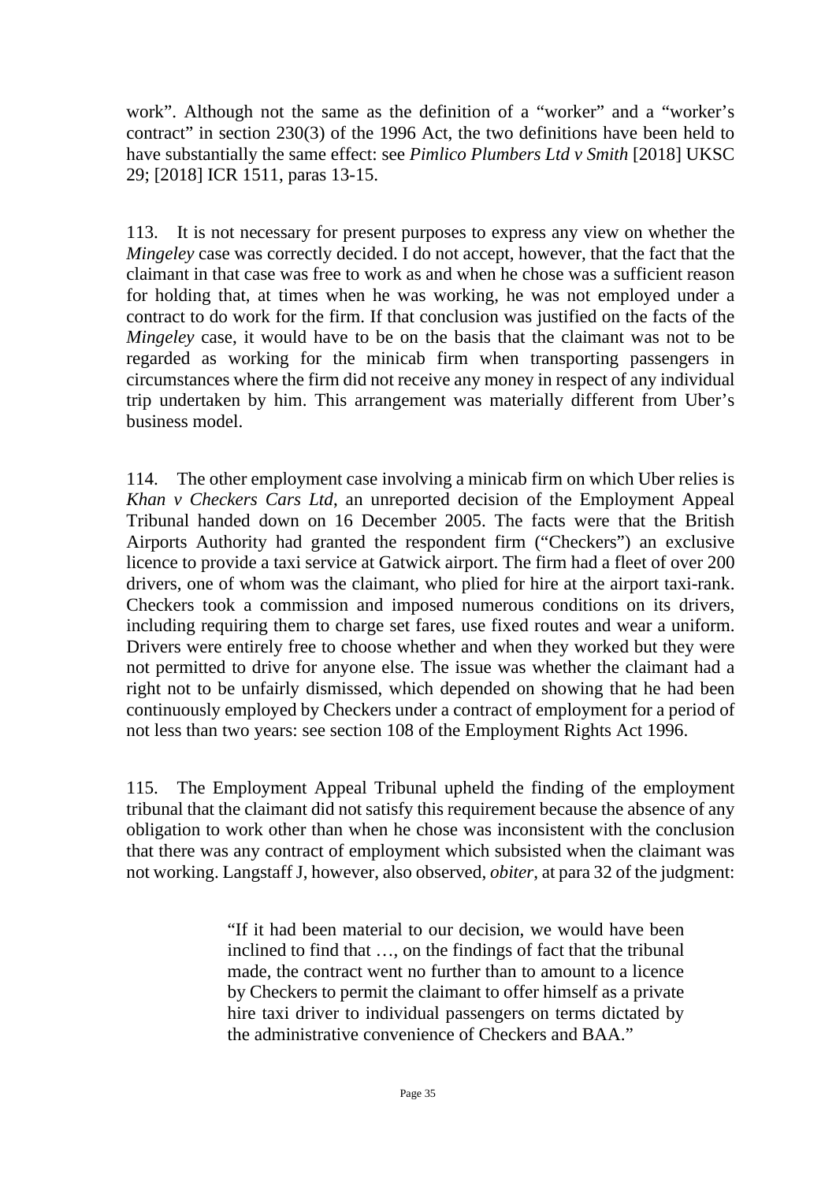work". Although not the same as the definition of a "worker" and a "worker's contract" in section 230(3) of the 1996 Act, the two definitions have been held to have substantially the same effect: see *Pimlico Plumbers Ltd v Smith* [2018] UKSC 29; [2018] ICR 1511, paras 13-15.

113. It is not necessary for present purposes to express any view on whether the *Mingeley* case was correctly decided. I do not accept, however, that the fact that the claimant in that case was free to work as and when he chose was a sufficient reason for holding that, at times when he was working, he was not employed under a contract to do work for the firm. If that conclusion was justified on the facts of the *Mingeley* case, it would have to be on the basis that the claimant was not to be regarded as working for the minicab firm when transporting passengers in circumstances where the firm did not receive any money in respect of any individual trip undertaken by him. This arrangement was materially different from Uber's business model.

114. The other employment case involving a minicab firm on which Uber relies is *Khan v Checkers Cars Ltd*, an unreported decision of the Employment Appeal Tribunal handed down on 16 December 2005. The facts were that the British Airports Authority had granted the respondent firm ("Checkers") an exclusive licence to provide a taxi service at Gatwick airport. The firm had a fleet of over 200 drivers, one of whom was the claimant, who plied for hire at the airport taxi-rank. Checkers took a commission and imposed numerous conditions on its drivers, including requiring them to charge set fares, use fixed routes and wear a uniform. Drivers were entirely free to choose whether and when they worked but they were not permitted to drive for anyone else. The issue was whether the claimant had a right not to be unfairly dismissed, which depended on showing that he had been continuously employed by Checkers under a contract of employment for a period of not less than two years: see section 108 of the Employment Rights Act 1996.

115. The Employment Appeal Tribunal upheld the finding of the employment tribunal that the claimant did not satisfy this requirement because the absence of any obligation to work other than when he chose was inconsistent with the conclusion that there was any contract of employment which subsisted when the claimant was not working. Langstaff J, however, also observed, *obiter*, at para 32 of the judgment:

> "If it had been material to our decision, we would have been inclined to find that …, on the findings of fact that the tribunal made, the contract went no further than to amount to a licence by Checkers to permit the claimant to offer himself as a private hire taxi driver to individual passengers on terms dictated by the administrative convenience of Checkers and BAA."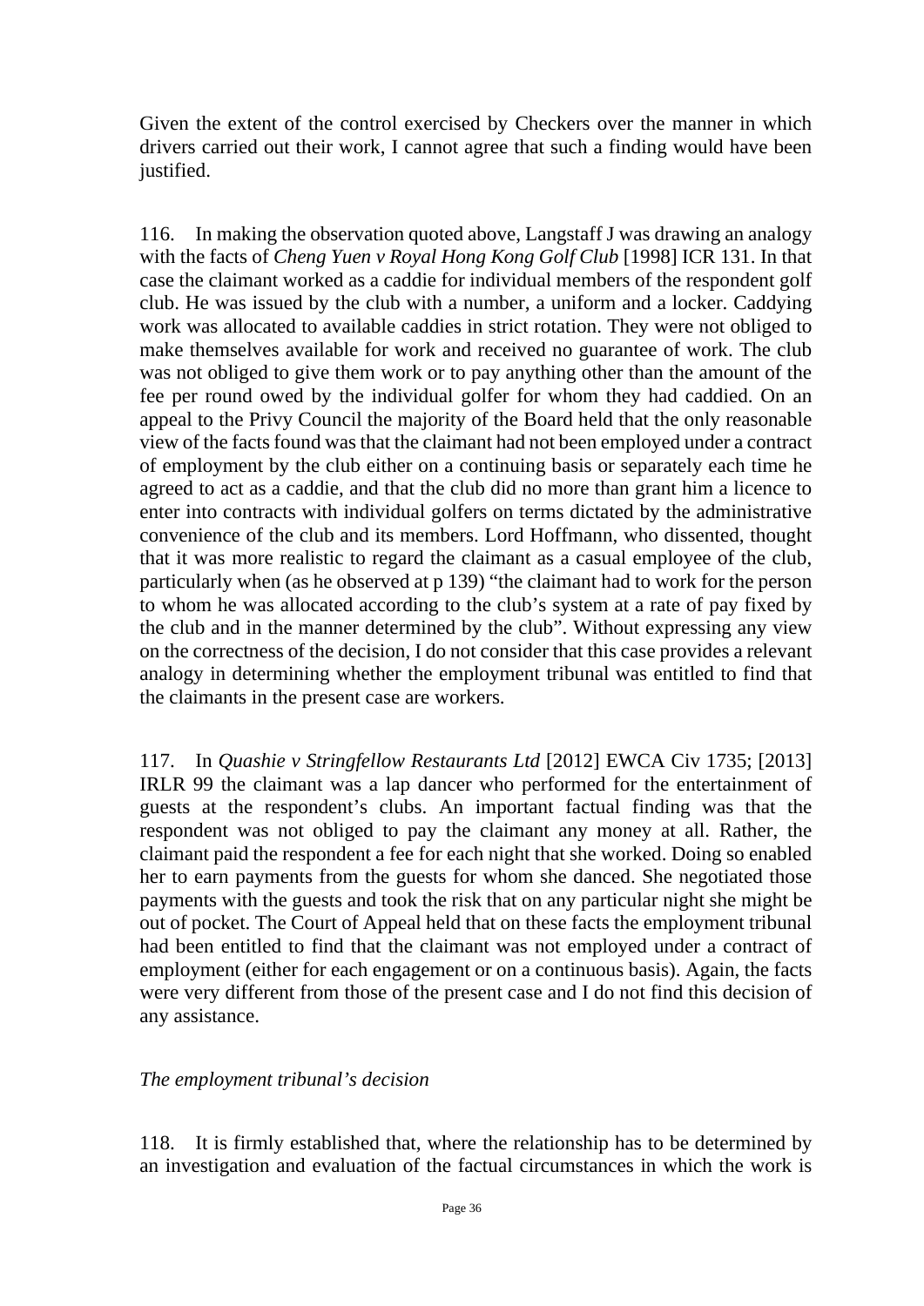Given the extent of the control exercised by Checkers over the manner in which drivers carried out their work, I cannot agree that such a finding would have been justified.

116. In making the observation quoted above, Langstaff J was drawing an analogy with the facts of *Cheng Yuen v Royal Hong Kong Golf Club* [1998] ICR 131. In that case the claimant worked as a caddie for individual members of the respondent golf club. He was issued by the club with a number, a uniform and a locker. Caddying work was allocated to available caddies in strict rotation. They were not obliged to make themselves available for work and received no guarantee of work. The club was not obliged to give them work or to pay anything other than the amount of the fee per round owed by the individual golfer for whom they had caddied. On an appeal to the Privy Council the majority of the Board held that the only reasonable view of the facts found was that the claimant had not been employed under a contract of employment by the club either on a continuing basis or separately each time he agreed to act as a caddie, and that the club did no more than grant him a licence to enter into contracts with individual golfers on terms dictated by the administrative convenience of the club and its members. Lord Hoffmann, who dissented, thought that it was more realistic to regard the claimant as a casual employee of the club, particularly when (as he observed at p 139) "the claimant had to work for the person to whom he was allocated according to the club's system at a rate of pay fixed by the club and in the manner determined by the club". Without expressing any view on the correctness of the decision, I do not consider that this case provides a relevant analogy in determining whether the employment tribunal was entitled to find that the claimants in the present case are workers.

117. In *Quashie v Stringfellow Restaurants Ltd* [2012] EWCA Civ 1735; [2013] IRLR 99 the claimant was a lap dancer who performed for the entertainment of guests at the respondent's clubs. An important factual finding was that the respondent was not obliged to pay the claimant any money at all. Rather, the claimant paid the respondent a fee for each night that she worked. Doing so enabled her to earn payments from the guests for whom she danced. She negotiated those payments with the guests and took the risk that on any particular night she might be out of pocket. The Court of Appeal held that on these facts the employment tribunal had been entitled to find that the claimant was not employed under a contract of employment (either for each engagement or on a continuous basis). Again, the facts were very different from those of the present case and I do not find this decision of any assistance.

*The employment tribunal's decision*

118. It is firmly established that, where the relationship has to be determined by an investigation and evaluation of the factual circumstances in which the work is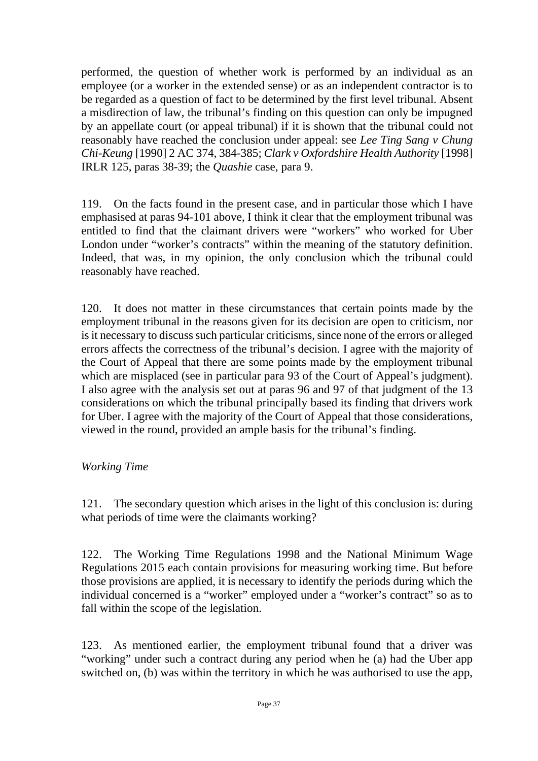performed, the question of whether work is performed by an individual as an employee (or a worker in the extended sense) or as an independent contractor is to be regarded as a question of fact to be determined by the first level tribunal. Absent a misdirection of law, the tribunal's finding on this question can only be impugned by an appellate court (or appeal tribunal) if it is shown that the tribunal could not reasonably have reached the conclusion under appeal: see *Lee Ting Sang v Chung Chi-Keung* [1990] 2 AC 374, 384-385; *Clark v Oxfordshire Health Authority* [1998] IRLR 125, paras 38-39; the *Quashie* case, para 9.

119. On the facts found in the present case, and in particular those which I have emphasised at paras 94-101 above, I think it clear that the employment tribunal was entitled to find that the claimant drivers were "workers" who worked for Uber London under "worker's contracts" within the meaning of the statutory definition. Indeed, that was, in my opinion, the only conclusion which the tribunal could reasonably have reached.

120. It does not matter in these circumstances that certain points made by the employment tribunal in the reasons given for its decision are open to criticism, nor is it necessary to discuss such particular criticisms, since none of the errors or alleged errors affects the correctness of the tribunal's decision. I agree with the majority of the Court of Appeal that there are some points made by the employment tribunal which are misplaced (see in particular para 93 of the Court of Appeal's judgment). I also agree with the analysis set out at paras 96 and 97 of that judgment of the 13 considerations on which the tribunal principally based its finding that drivers work for Uber. I agree with the majority of the Court of Appeal that those considerations, viewed in the round, provided an ample basis for the tribunal's finding.

*Working Time*

121. The secondary question which arises in the light of this conclusion is: during what periods of time were the claimants working?

122. The Working Time Regulations 1998 and the National Minimum Wage Regulations 2015 each contain provisions for measuring working time. But before those provisions are applied, it is necessary to identify the periods during which the individual concerned is a "worker" employed under a "worker's contract" so as to fall within the scope of the legislation.

123. As mentioned earlier, the employment tribunal found that a driver was "working" under such a contract during any period when he (a) had the Uber app switched on, (b) was within the territory in which he was authorised to use the app,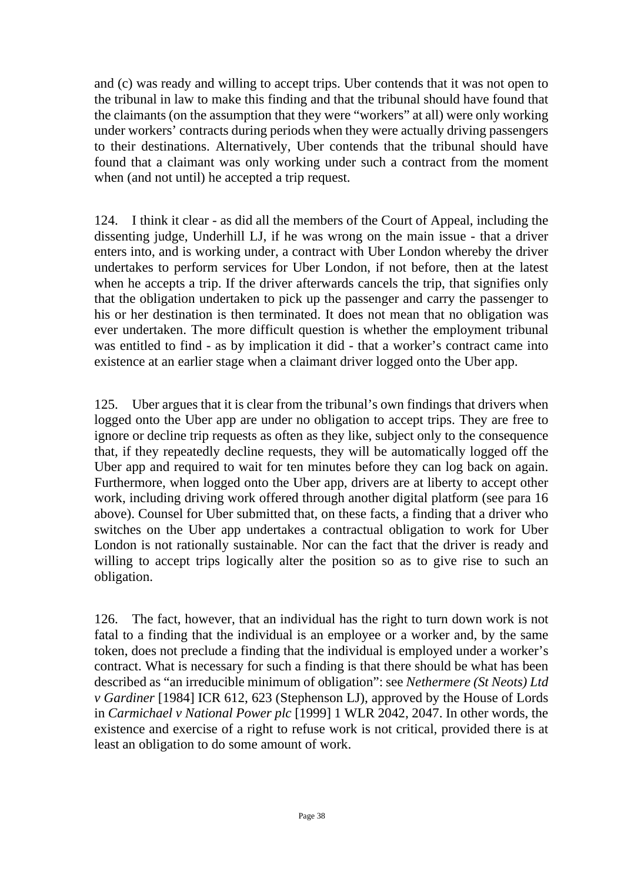and (c) was ready and willing to accept trips. Uber contends that it was not open to the tribunal in law to make this finding and that the tribunal should have found that the claimants (on the assumption that they were "workers" at all) were only working under workers' contracts during periods when they were actually driving passengers to their destinations. Alternatively, Uber contends that the tribunal should have found that a claimant was only working under such a contract from the moment when (and not until) he accepted a trip request.

124. I think it clear - as did all the members of the Court of Appeal, including the dissenting judge, Underhill LJ, if he was wrong on the main issue - that a driver enters into, and is working under, a contract with Uber London whereby the driver undertakes to perform services for Uber London, if not before, then at the latest when he accepts a trip. If the driver afterwards cancels the trip, that signifies only that the obligation undertaken to pick up the passenger and carry the passenger to his or her destination is then terminated. It does not mean that no obligation was ever undertaken. The more difficult question is whether the employment tribunal was entitled to find - as by implication it did - that a worker's contract came into existence at an earlier stage when a claimant driver logged onto the Uber app.

125. Uber argues that it is clear from the tribunal's own findings that drivers when logged onto the Uber app are under no obligation to accept trips. They are free to ignore or decline trip requests as often as they like, subject only to the consequence that, if they repeatedly decline requests, they will be automatically logged off the Uber app and required to wait for ten minutes before they can log back on again. Furthermore, when logged onto the Uber app, drivers are at liberty to accept other work, including driving work offered through another digital platform (see para 16 above). Counsel for Uber submitted that, on these facts, a finding that a driver who switches on the Uber app undertakes a contractual obligation to work for Uber London is not rationally sustainable. Nor can the fact that the driver is ready and willing to accept trips logically alter the position so as to give rise to such an obligation.

126. The fact, however, that an individual has the right to turn down work is not fatal to a finding that the individual is an employee or a worker and, by the same token, does not preclude a finding that the individual is employed under a worker's contract. What is necessary for such a finding is that there should be what has been described as "an irreducible minimum of obligation": see *Nethermere (St Neots) Ltd v Gardiner* [1984] ICR 612, 623 (Stephenson LJ), approved by the House of Lords in *Carmichael v National Power plc* [1999] 1 WLR 2042, 2047. In other words, the existence and exercise of a right to refuse work is not critical, provided there is at least an obligation to do some amount of work.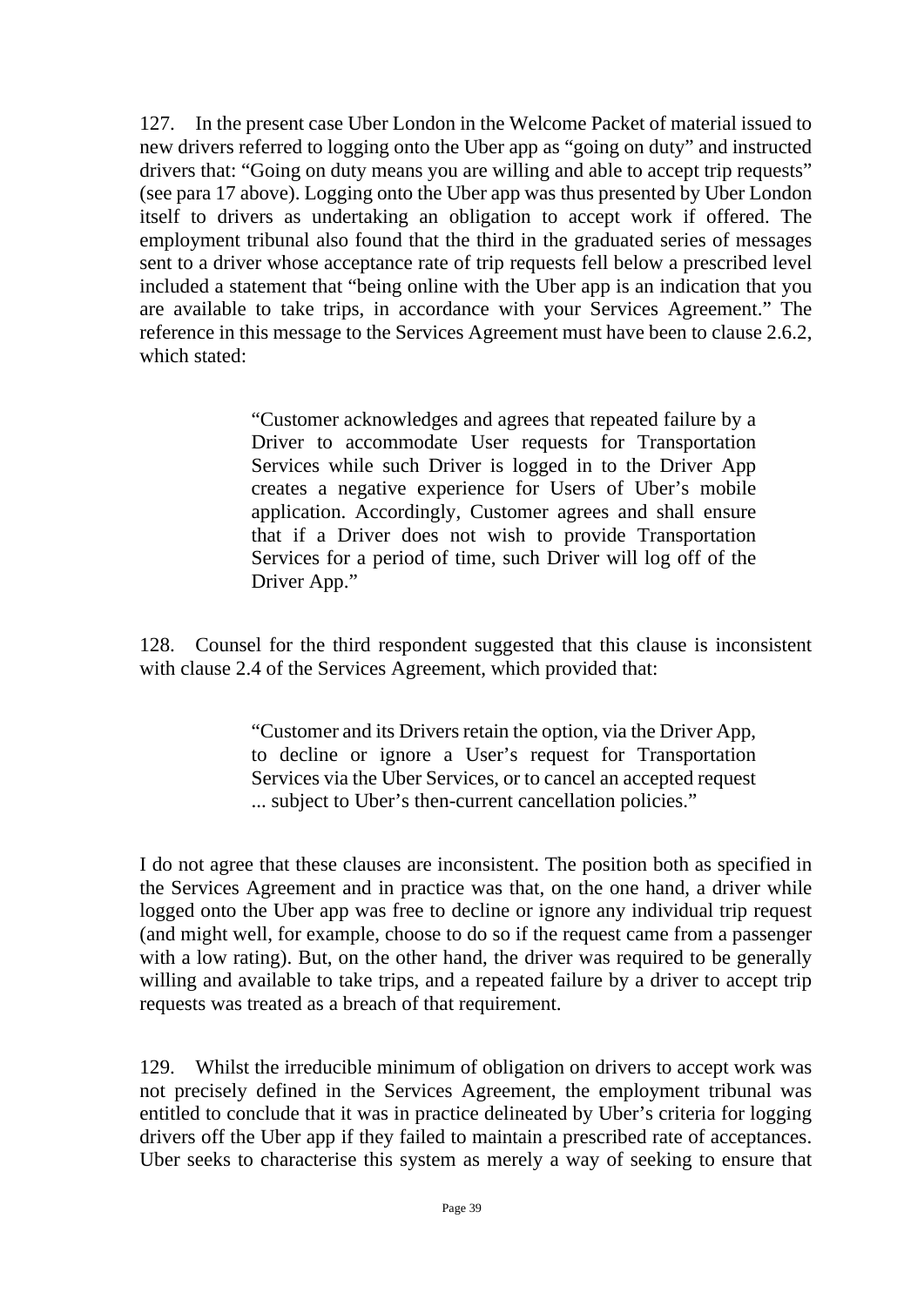127. In the present case Uber London in the Welcome Packet of material issued to new drivers referred to logging onto the Uber app as "going on duty" and instructed drivers that: "Going on duty means you are willing and able to accept trip requests" (see para 17 above). Logging onto the Uber app was thus presented by Uber London itself to drivers as undertaking an obligation to accept work if offered. The employment tribunal also found that the third in the graduated series of messages sent to a driver whose acceptance rate of trip requests fell below a prescribed level included a statement that "being online with the Uber app is an indication that you are available to take trips, in accordance with your Services Agreement." The reference in this message to the Services Agreement must have been to clause 2.6.2, which stated:

> "Customer acknowledges and agrees that repeated failure by a Driver to accommodate User requests for Transportation Services while such Driver is logged in to the Driver App creates a negative experience for Users of Uber's mobile application. Accordingly, Customer agrees and shall ensure that if a Driver does not wish to provide Transportation Services for a period of time, such Driver will log off of the Driver App."

128. Counsel for the third respondent suggested that this clause is inconsistent with clause 2.4 of the Services Agreement, which provided that:

> "Customer and its Drivers retain the option, via the Driver App, to decline or ignore a User's request for Transportation Services via the Uber Services, or to cancel an accepted request ... subject to Uber's then-current cancellation policies."

I do not agree that these clauses are inconsistent. The position both as specified in the Services Agreement and in practice was that, on the one hand, a driver while logged onto the Uber app was free to decline or ignore any individual trip request (and might well, for example, choose to do so if the request came from a passenger with a low rating). But, on the other hand, the driver was required to be generally willing and available to take trips, and a repeated failure by a driver to accept trip requests was treated as a breach of that requirement.

129. Whilst the irreducible minimum of obligation on drivers to accept work was not precisely defined in the Services Agreement, the employment tribunal was entitled to conclude that it was in practice delineated by Uber's criteria for logging drivers off the Uber app if they failed to maintain a prescribed rate of acceptances. Uber seeks to characterise this system as merely a way of seeking to ensure that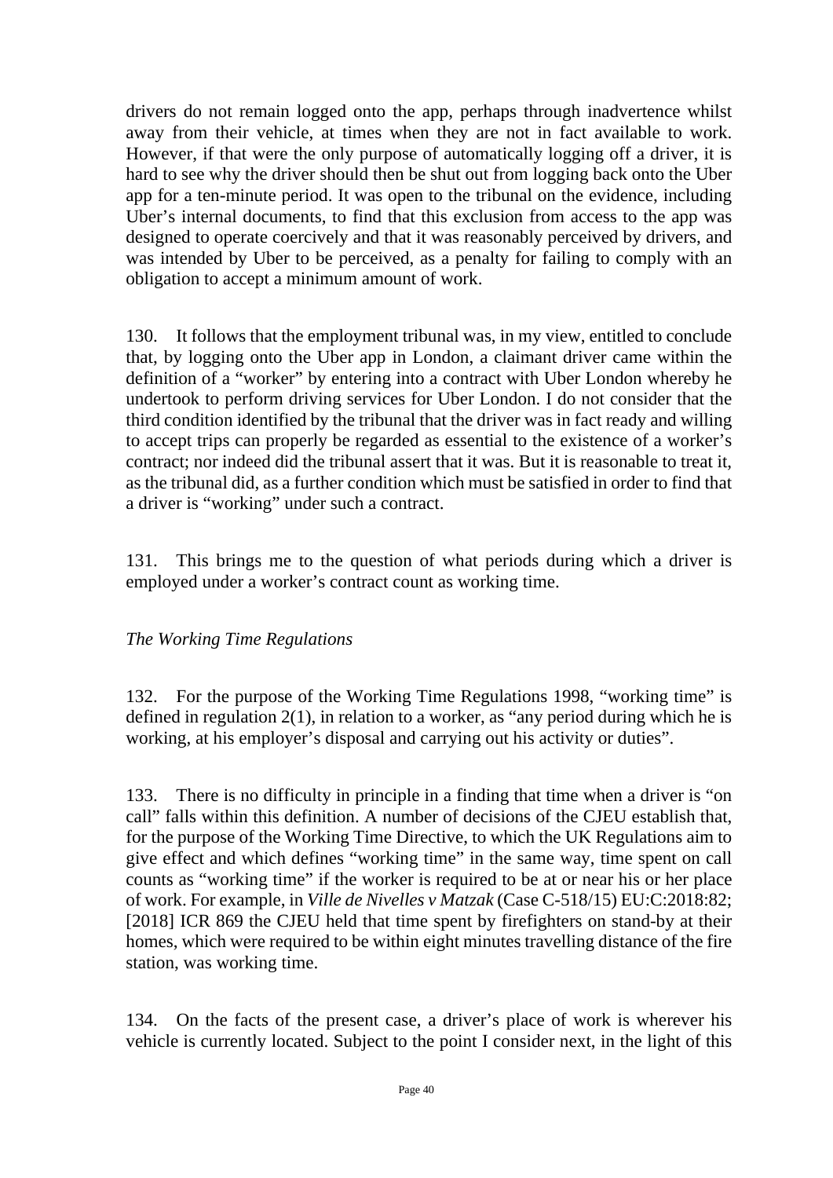drivers do not remain logged onto the app, perhaps through inadvertence whilst away from their vehicle, at times when they are not in fact available to work. However, if that were the only purpose of automatically logging off a driver, it is hard to see why the driver should then be shut out from logging back onto the Uber app for a ten-minute period. It was open to the tribunal on the evidence, including Uber's internal documents, to find that this exclusion from access to the app was designed to operate coercively and that it was reasonably perceived by drivers, and was intended by Uber to be perceived, as a penalty for failing to comply with an obligation to accept a minimum amount of work.

130. It follows that the employment tribunal was, in my view, entitled to conclude that, by logging onto the Uber app in London, a claimant driver came within the definition of a "worker" by entering into a contract with Uber London whereby he undertook to perform driving services for Uber London. I do not consider that the third condition identified by the tribunal that the driver was in fact ready and willing to accept trips can properly be regarded as essential to the existence of a worker's contract; nor indeed did the tribunal assert that it was. But it is reasonable to treat it, as the tribunal did, as a further condition which must be satisfied in order to find that a driver is "working" under such a contract.

131. This brings me to the question of what periods during which a driver is employed under a worker's contract count as working time.

*The Working Time Regulations*

132. For the purpose of the Working Time Regulations 1998, "working time" is defined in regulation 2(1), in relation to a worker, as "any period during which he is working, at his employer's disposal and carrying out his activity or duties".

133. There is no difficulty in principle in a finding that time when a driver is "on call" falls within this definition. A number of decisions of the CJEU establish that, for the purpose of the Working Time Directive, to which the UK Regulations aim to give effect and which defines "working time" in the same way, time spent on call counts as "working time" if the worker is required to be at or near his or her place of work. For example, in *Ville de Nivelles v Matzak* (Case C-518/15) EU:C:2018:82; [2018] ICR 869 the CJEU held that time spent by firefighters on stand-by at their homes, which were required to be within eight minutes travelling distance of the fire station, was working time.

134. On the facts of the present case, a driver's place of work is wherever his vehicle is currently located. Subject to the point I consider next, in the light of this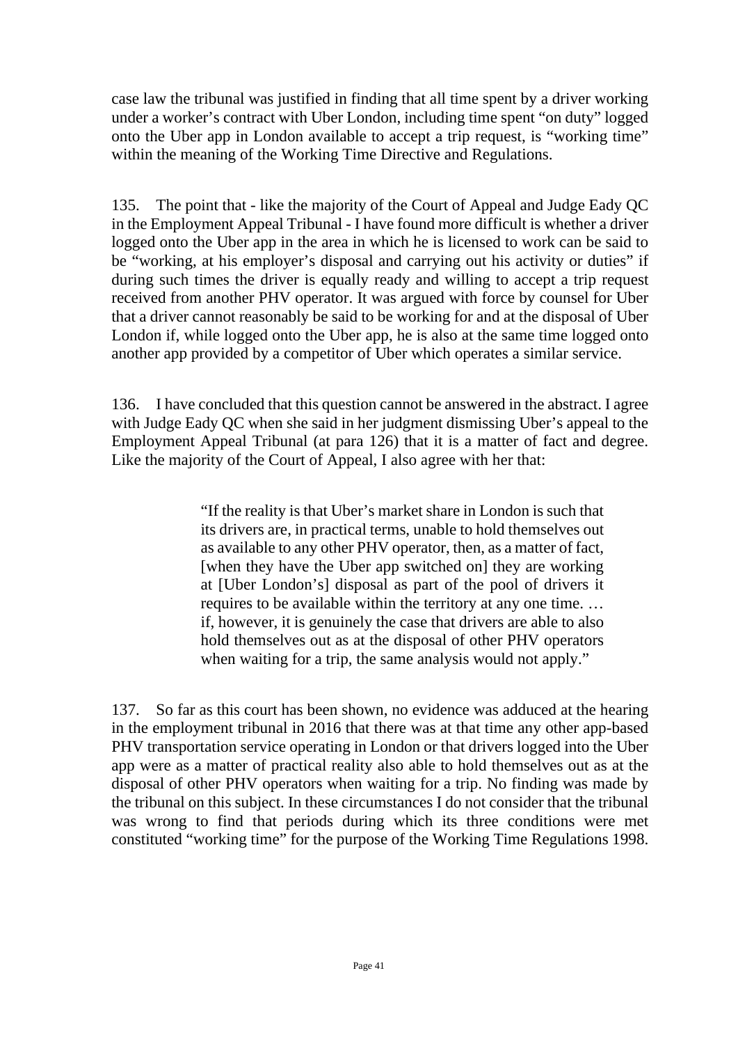case law the tribunal was justified in finding that all time spent by a driver working under a worker's contract with Uber London, including time spent "on duty" logged onto the Uber app in London available to accept a trip request, is "working time" within the meaning of the Working Time Directive and Regulations.

135. The point that - like the majority of the Court of Appeal and Judge Eady QC in the Employment Appeal Tribunal - I have found more difficult is whether a driver logged onto the Uber app in the area in which he is licensed to work can be said to be "working, at his employer's disposal and carrying out his activity or duties" if during such times the driver is equally ready and willing to accept a trip request received from another PHV operator. It was argued with force by counsel for Uber that a driver cannot reasonably be said to be working for and at the disposal of Uber London if, while logged onto the Uber app, he is also at the same time logged onto another app provided by a competitor of Uber which operates a similar service.

136. I have concluded that this question cannot be answered in the abstract. I agree with Judge Eady QC when she said in her judgment dismissing Uber's appeal to the Employment Appeal Tribunal (at para 126) that it is a matter of fact and degree. Like the majority of the Court of Appeal, I also agree with her that:

> "If the reality is that Uber's market share in London is such that its drivers are, in practical terms, unable to hold themselves out as available to any other PHV operator, then, as a matter of fact, [when they have the Uber app switched on] they are working at [Uber London's] disposal as part of the pool of drivers it requires to be available within the territory at any one time. … if, however, it is genuinely the case that drivers are able to also hold themselves out as at the disposal of other PHV operators when waiting for a trip, the same analysis would not apply."

137. So far as this court has been shown, no evidence was adduced at the hearing in the employment tribunal in 2016 that there was at that time any other app-based PHV transportation service operating in London or that drivers logged into the Uber app were as a matter of practical reality also able to hold themselves out as at the disposal of other PHV operators when waiting for a trip. No finding was made by the tribunal on this subject. In these circumstances I do not consider that the tribunal was wrong to find that periods during which its three conditions were met constituted "working time" for the purpose of the Working Time Regulations 1998.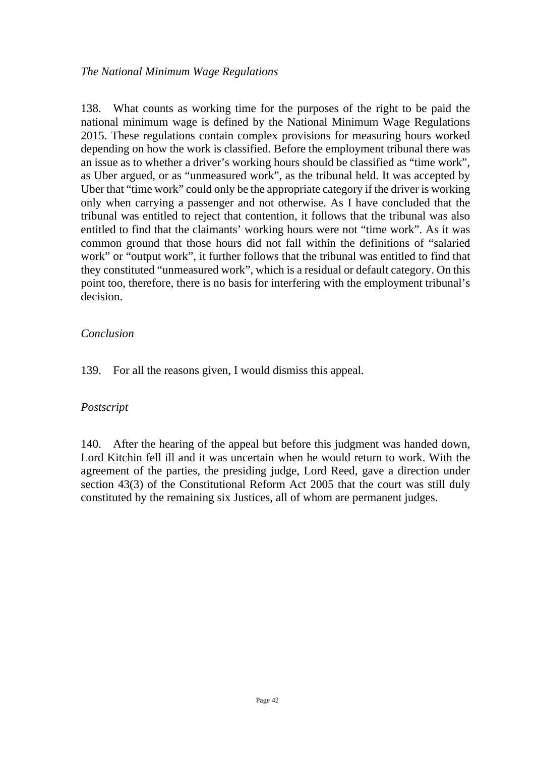*The National Minimum Wage Regulations*

138. What counts as working time for the purposes of the right to be paid the national minimum wage is defined by the National Minimum Wage Regulations 2015. These regulations contain complex provisions for measuring hours worked depending on how the work is classified. Before the employment tribunal there was an issue as to whether a driver's working hours should be classified as "time work", as Uber argued, or as "unmeasured work", as the tribunal held. It was accepted by Uber that "time work" could only be the appropriate category if the driver is working only when carrying a passenger and not otherwise. As I have concluded that the tribunal was entitled to reject that contention, it follows that the tribunal was also entitled to find that the claimants' working hours were not "time work". As it was common ground that those hours did not fall within the definitions of "salaried work" or "output work", it further follows that the tribunal was entitled to find that they constituted "unmeasured work", which is a residual or default category. On this point too, therefore, there is no basis for interfering with the employment tribunal's decision.

*Conclusion*

139. For all the reasons given, I would dismiss this appeal.

*Postscript*

140. After the hearing of the appeal but before this judgment was handed down, Lord Kitchin fell ill and it was uncertain when he would return to work. With the agreement of the parties, the presiding judge, Lord Reed, gave a direction under section 43(3) of the Constitutional Reform Act 2005 that the court was still duly constituted by the remaining six Justices, all of whom are permanent judges.